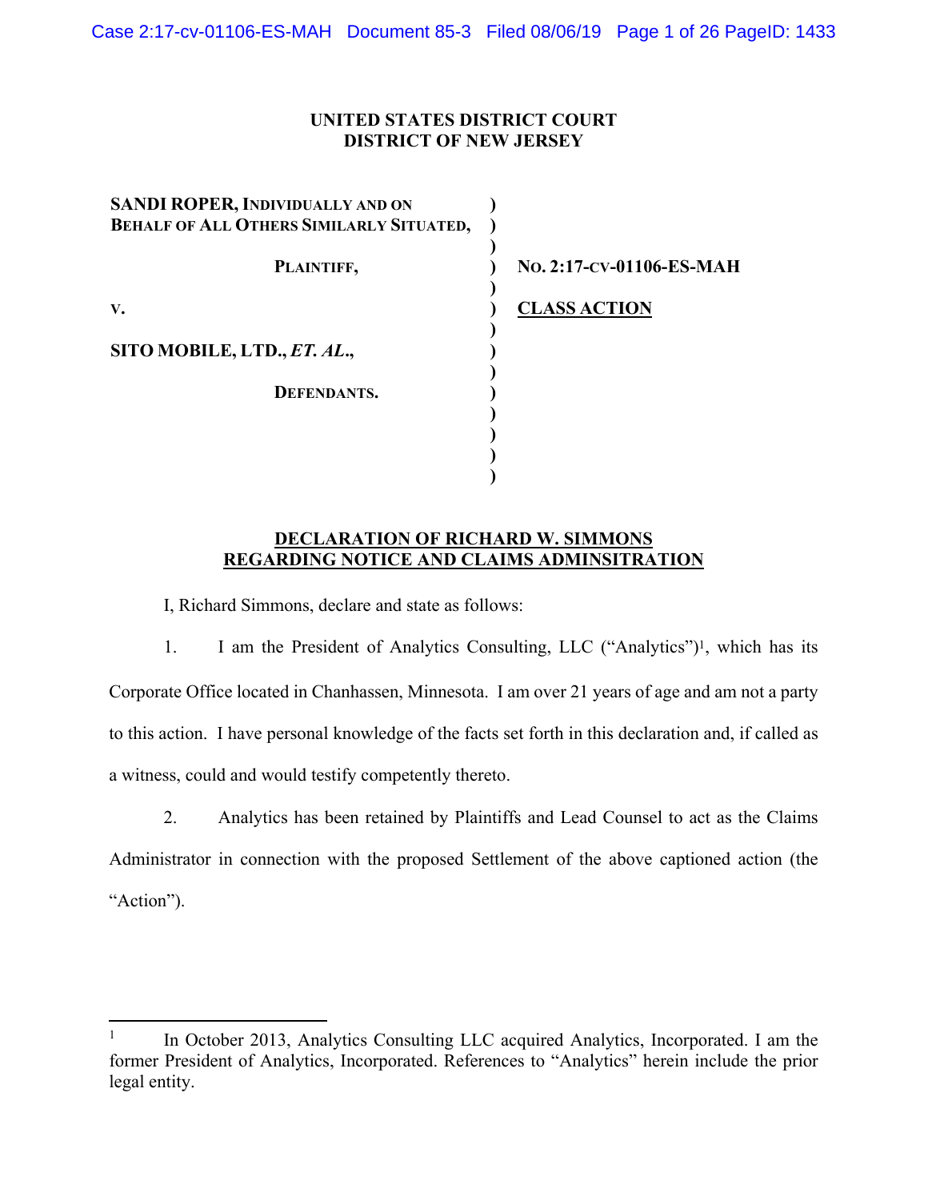**UNITED STATES DISTRICT COURT**
**DISTRICT OF NEW JERSEY**

| | | |
|---|---|---|
| **SANDI ROPER, INDIVIDUALLY AND ON BEHALF OF ALL OTHERS SIMILARLY SITUATED,** | ) | |
| **PLAINTIFF,** | ) | **NO. 2:17-CV-01106-ES-MAH** |
| **V.** | ) | **CLASS ACTION** |
| **SITO MOBILE, LTD., *ET. AL.*,** | ) | |
| **DEFENDANTS.** | ) | |

**DECLARATION OF RICHARD W. SIMMONS**
**REGARDING NOTICE AND CLAIMS ADMINSITRATION**

I, Richard Simmons, declare and state as follows:

1. I am the President of Analytics Consulting, LLC ("Analytics")[1], which has its Corporate Office located in Chanhassen, Minnesota. I am over 21 years of age and am not a party to this action. I have personal knowledge of the facts set forth in this declaration and, if called as a witness, could and would testify competently thereto.

2. Analytics has been retained by Plaintiffs and Lead Counsel to act as the Claims Administrator in connection with the proposed Settlement of the above captioned action (the "Action").

---

[1] In October 2013, Analytics Consulting LLC acquired Analytics, Incorporated. I am the former President of Analytics, Incorporated. References to "Analytics" herein include the prior legal entity.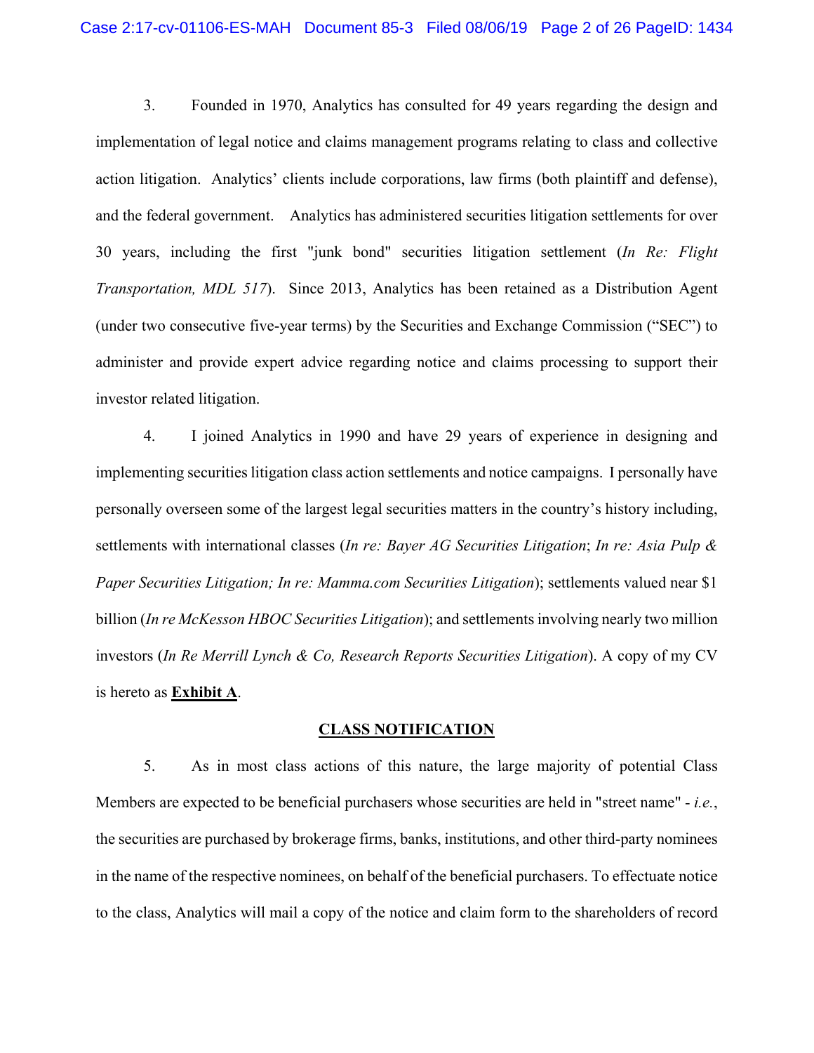3. Founded in 1970, Analytics has consulted for 49 years regarding the design and implementation of legal notice and claims management programs relating to class and collective action litigation. Analytics' clients include corporations, law firms (both plaintiff and defense), and the federal government. Analytics has administered securities litigation settlements for over 30 years, including the first "junk bond" securities litigation settlement (*In Re: Flight Transportation, MDL 517*). Since 2013, Analytics has been retained as a Distribution Agent (under two consecutive five-year terms) by the Securities and Exchange Commission ("SEC") to administer and provide expert advice regarding notice and claims processing to support their investor related litigation.

4. I joined Analytics in 1990 and have 29 years of experience in designing and implementing securities litigation class action settlements and notice campaigns. I personally have personally overseen some of the largest legal securities matters in the country's history including, settlements with international classes (*In re: Bayer AG Securities Litigation*; *In re: Asia Pulp & Paper Securities Litigation; In re: Mamma.com Securities Litigation*); settlements valued near $1 billion (*In re McKesson HBOC Securities Litigation*); and settlements involving nearly two million investors (*In Re Merrill Lynch & Co, Research Reports Securities Litigation*). A copy of my CV is hereto as **Exhibit A**.

## CLASS NOTIFICATION

5. As in most class actions of this nature, the large majority of potential Class Members are expected to be beneficial purchasers whose securities are held in "street name" - *i.e.*, the securities are purchased by brokerage firms, banks, institutions, and other third-party nominees in the name of the respective nominees, on behalf of the beneficial purchasers. To effectuate notice to the class, Analytics will mail a copy of the notice and claim form to the shareholders of record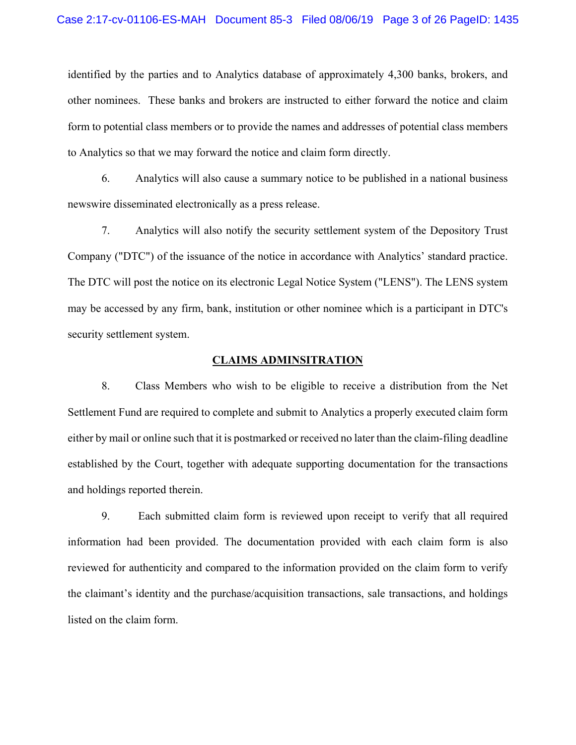identified by the parties and to Analytics database of approximately 4,300 banks, brokers, and other nominees. These banks and brokers are instructed to either forward the notice and claim form to potential class members or to provide the names and addresses of potential class members to Analytics so that we may forward the notice and claim form directly.

6. Analytics will also cause a summary notice to be published in a national business newswire disseminated electronically as a press release.

7. Analytics will also notify the security settlement system of the Depository Trust Company ("DTC") of the issuance of the notice in accordance with Analytics' standard practice. The DTC will post the notice on its electronic Legal Notice System ("LENS"). The LENS system may be accessed by any firm, bank, institution or other nominee which is a participant in DTC's security settlement system.

## CLAIMS ADMINSITRATION

8. Class Members who wish to be eligible to receive a distribution from the Net Settlement Fund are required to complete and submit to Analytics a properly executed claim form either by mail or online such that it is postmarked or received no later than the claim-filing deadline established by the Court, together with adequate supporting documentation for the transactions and holdings reported therein.

9. Each submitted claim form is reviewed upon receipt to verify that all required information had been provided. The documentation provided with each claim form is also reviewed for authenticity and compared to the information provided on the claim form to verify the claimant's identity and the purchase/acquisition transactions, sale transactions, and holdings listed on the claim form.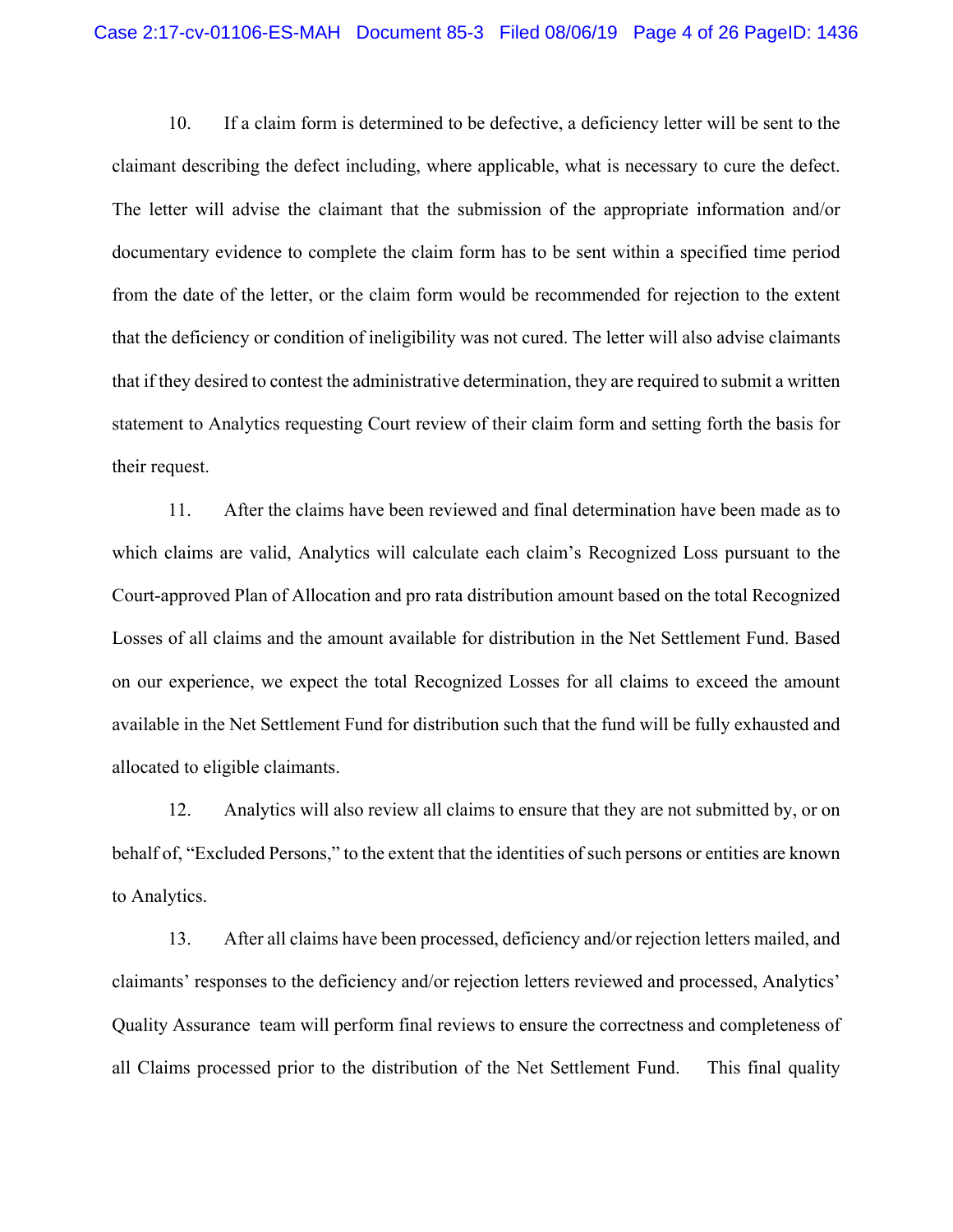10. If a claim form is determined to be defective, a deficiency letter will be sent to the claimant describing the defect including, where applicable, what is necessary to cure the defect. The letter will advise the claimant that the submission of the appropriate information and/or documentary evidence to complete the claim form has to be sent within a specified time period from the date of the letter, or the claim form would be recommended for rejection to the extent that the deficiency or condition of ineligibility was not cured. The letter will also advise claimants that if they desired to contest the administrative determination, they are required to submit a written statement to Analytics requesting Court review of their claim form and setting forth the basis for their request.

11. After the claims have been reviewed and final determination have been made as to which claims are valid, Analytics will calculate each claim's Recognized Loss pursuant to the Court-approved Plan of Allocation and pro rata distribution amount based on the total Recognized Losses of all claims and the amount available for distribution in the Net Settlement Fund. Based on our experience, we expect the total Recognized Losses for all claims to exceed the amount available in the Net Settlement Fund for distribution such that the fund will be fully exhausted and allocated to eligible claimants.

12. Analytics will also review all claims to ensure that they are not submitted by, or on behalf of, "Excluded Persons," to the extent that the identities of such persons or entities are known to Analytics.

13. After all claims have been processed, deficiency and/or rejection letters mailed, and claimants' responses to the deficiency and/or rejection letters reviewed and processed, Analytics' Quality Assurance team will perform final reviews to ensure the correctness and completeness of all Claims processed prior to the distribution of the Net Settlement Fund. This final quality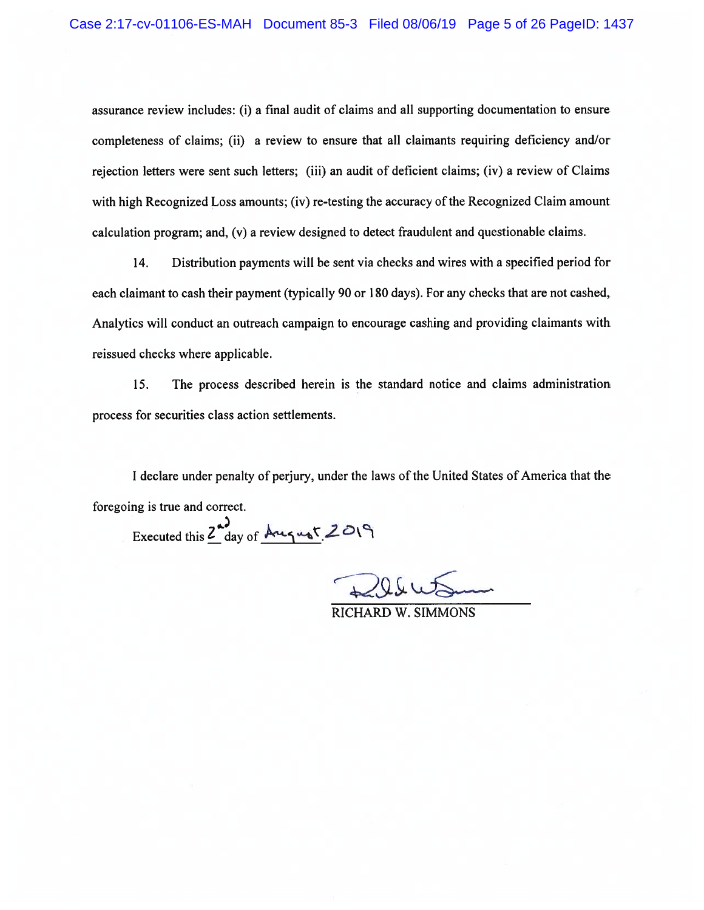assurance review includes: (i) a final audit of claims and all supporting documentation to ensure completeness of claims; (ii) a review to ensure that all claimants requiring deficiency and/or rejection letters were sent such letters; (iii) an audit of deficient claims; (iv) a review of Claims with high Recognized Loss amounts; (iv) re-testing the accuracy of the Recognized Claim amount calculation program; and, (v) a review designed to detect fraudulent and questionable claims.

14. Distribution payments will be sent via checks and wires with a specified period for each claimant to cash their payment (typically 90 or 180 days). For any checks that are not cashed, Analytics will conduct an outreach campaign to encourage cashing and providing claimants with reissued checks where applicable.

15. The process described herein is the standard notice and claims administration process for securities class action settlements.

I declare under penalty of perjury, under the laws of the United States of America that the foregoing is true and correct.

Executed this 2nd day of August 2019

RICHARD W. SIMMONS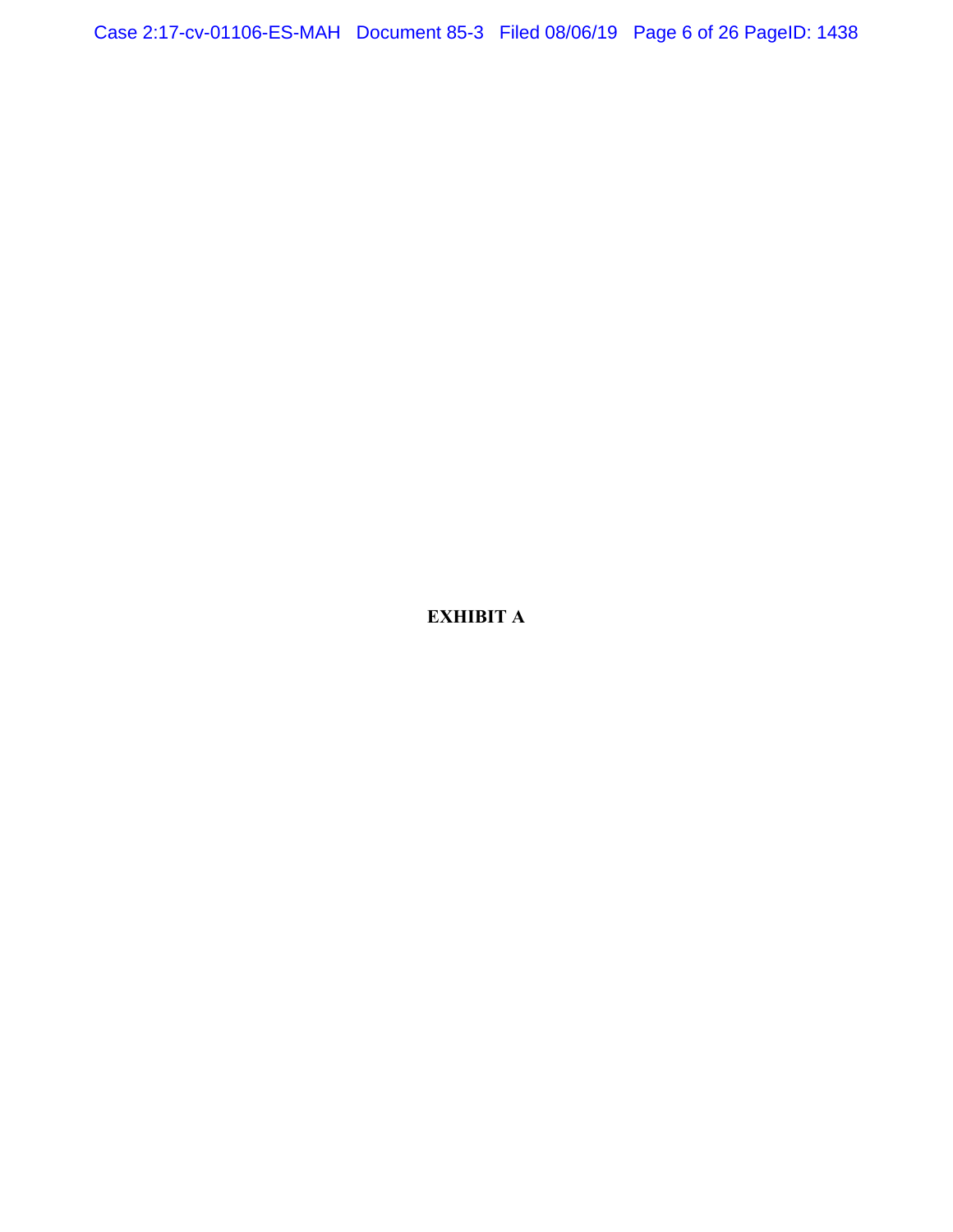**EXHIBIT A**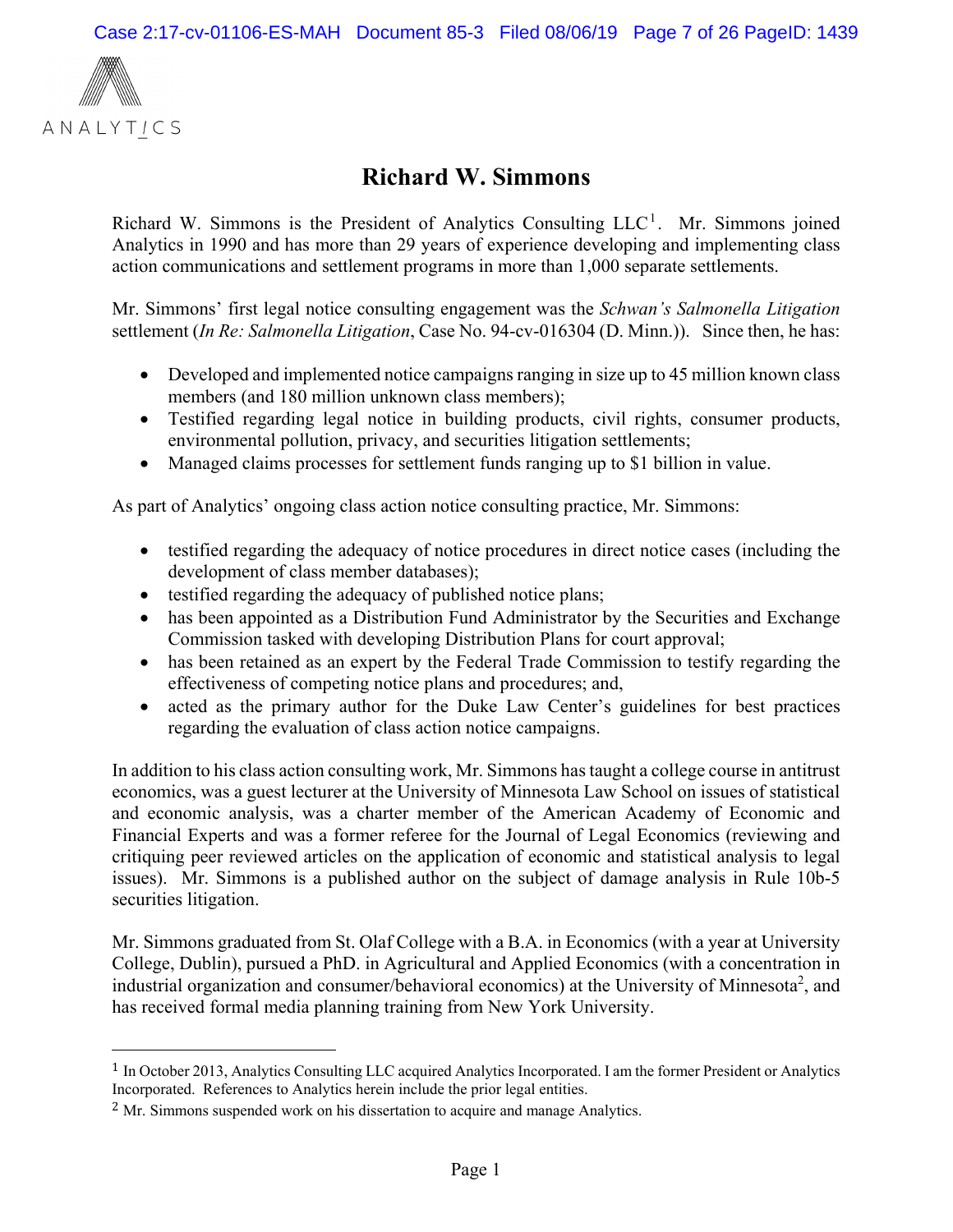ANALYTICS

# Richard W. Simmons

Richard W. Simmons is the President of Analytics Consulting LLC[1]. Mr. Simmons joined Analytics in 1990 and has more than 29 years of experience developing and implementing class action communications and settlement programs in more than 1,000 separate settlements.

Mr. Simmons' first legal notice consulting engagement was the *Schwan's Salmonella Litigation* settlement (*In Re: Salmonella Litigation*, Case No. 94-cv-016304 (D. Minn.)). Since then, he has:

- Developed and implemented notice campaigns ranging in size up to 45 million known class members (and 180 million unknown class members);
- Testified regarding legal notice in building products, civil rights, consumer products, environmental pollution, privacy, and securities litigation settlements;
- Managed claims processes for settlement funds ranging up to $1 billion in value.

As part of Analytics' ongoing class action notice consulting practice, Mr. Simmons:

- testified regarding the adequacy of notice procedures in direct notice cases (including the development of class member databases);
- testified regarding the adequacy of published notice plans;
- has been appointed as a Distribution Fund Administrator by the Securities and Exchange Commission tasked with developing Distribution Plans for court approval;
- has been retained as an expert by the Federal Trade Commission to testify regarding the effectiveness of competing notice plans and procedures; and,
- acted as the primary author for the Duke Law Center's guidelines for best practices regarding the evaluation of class action notice campaigns.

In addition to his class action consulting work, Mr. Simmons has taught a college course in antitrust economics, was a guest lecturer at the University of Minnesota Law School on issues of statistical and economic analysis, was a charter member of the American Academy of Economic and Financial Experts and was a former referee for the Journal of Legal Economics (reviewing and critiquing peer reviewed articles on the application of economic and statistical analysis to legal issues). Mr. Simmons is a published author on the subject of damage analysis in Rule 10b-5 securities litigation.

Mr. Simmons graduated from St. Olaf College with a B.A. in Economics (with a year at University College, Dublin), pursued a PhD. in Agricultural and Applied Economics (with a concentration in industrial organization and consumer/behavioral economics) at the University of Minnesota[2], and has received formal media planning training from New York University.

---

[1] In October 2013, Analytics Consulting LLC acquired Analytics Incorporated. I am the former President or Analytics Incorporated. References to Analytics herein include the prior legal entities.

[2] Mr. Simmons suspended work on his dissertation to acquire and manage Analytics.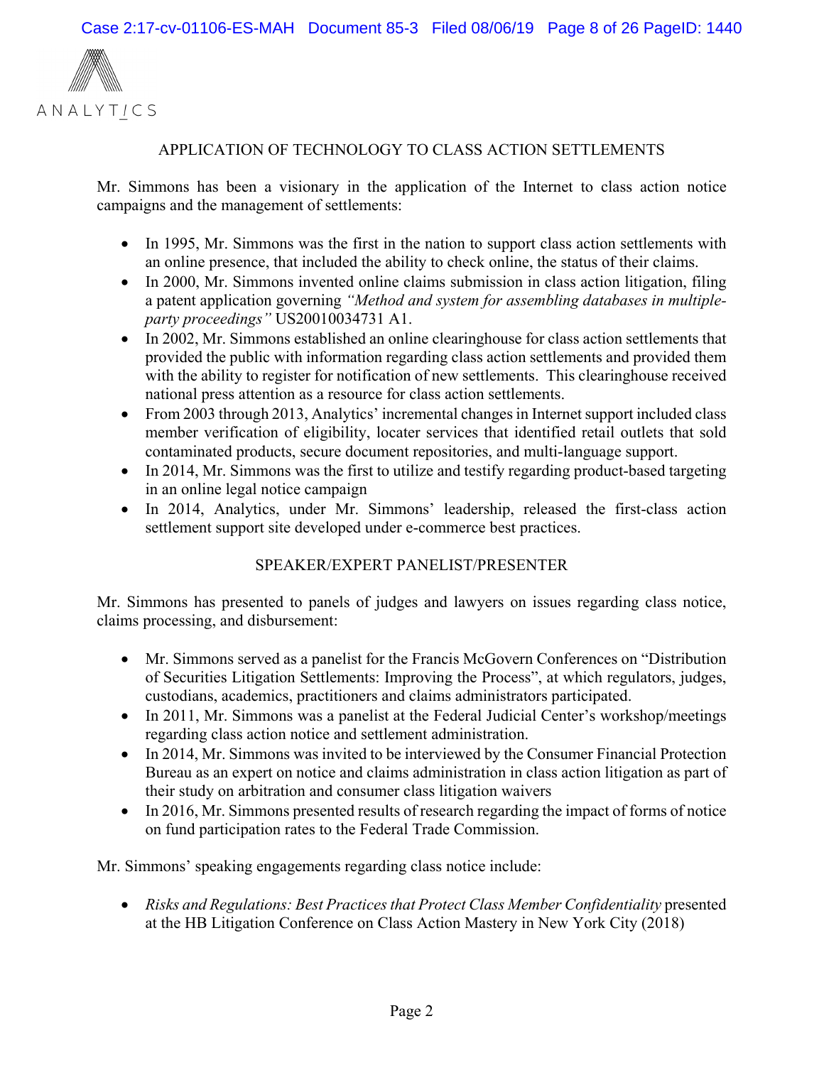## APPLICATION OF TECHNOLOGY TO CLASS ACTION SETTLEMENTS

Mr. Simmons has been a visionary in the application of the Internet to class action notice campaigns and the management of settlements:

- In 1995, Mr. Simmons was the first in the nation to support class action settlements with an online presence, that included the ability to check online, the status of their claims.
- In 2000, Mr. Simmons invented online claims submission in class action litigation, filing a patent application governing *"Method and system for assembling databases in multiple-party proceedings"* US20010034731 A1.
- In 2002, Mr. Simmons established an online clearinghouse for class action settlements that provided the public with information regarding class action settlements and provided them with the ability to register for notification of new settlements. This clearinghouse received national press attention as a resource for class action settlements.
- From 2003 through 2013, Analytics' incremental changes in Internet support included class member verification of eligibility, locater services that identified retail outlets that sold contaminated products, secure document repositories, and multi-language support.
- In 2014, Mr. Simmons was the first to utilize and testify regarding product-based targeting in an online legal notice campaign
- In 2014, Analytics, under Mr. Simmons' leadership, released the first-class action settlement support site developed under e-commerce best practices.

## SPEAKER/EXPERT PANELIST/PRESENTER

Mr. Simmons has presented to panels of judges and lawyers on issues regarding class notice, claims processing, and disbursement:

- Mr. Simmons served as a panelist for the Francis McGovern Conferences on "Distribution of Securities Litigation Settlements: Improving the Process", at which regulators, judges, custodians, academics, practitioners and claims administrators participated.
- In 2011, Mr. Simmons was a panelist at the Federal Judicial Center's workshop/meetings regarding class action notice and settlement administration.
- In 2014, Mr. Simmons was invited to be interviewed by the Consumer Financial Protection Bureau as an expert on notice and claims administration in class action litigation as part of their study on arbitration and consumer class litigation waivers
- In 2016, Mr. Simmons presented results of research regarding the impact of forms of notice on fund participation rates to the Federal Trade Commission.

Mr. Simmons' speaking engagements regarding class notice include:

- *Risks and Regulations: Best Practices that Protect Class Member Confidentiality* presented at the HB Litigation Conference on Class Action Mastery in New York City (2018)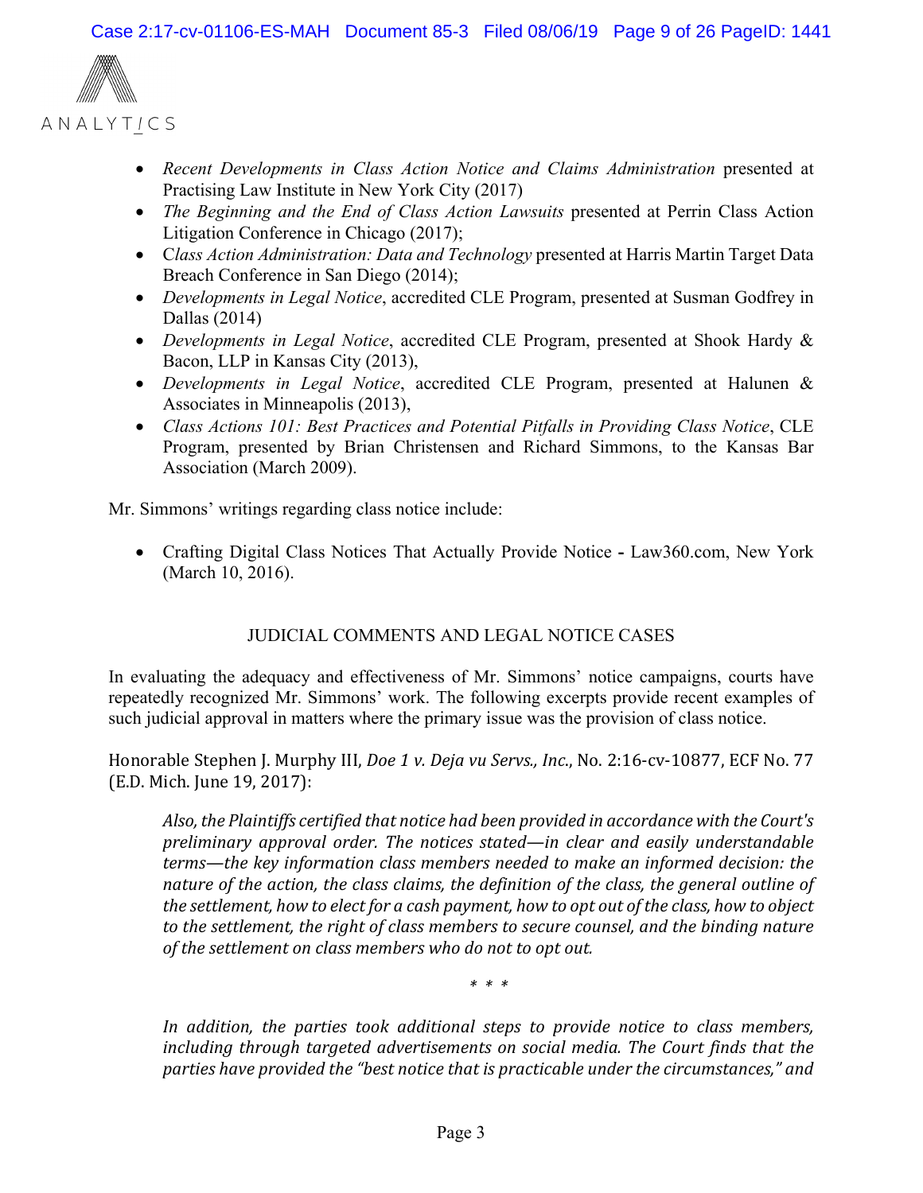- *Recent Developments in Class Action Notice and Claims Administration* presented at Practising Law Institute in New York City (2017)
- *The Beginning and the End of Class Action Lawsuits* presented at Perrin Class Action Litigation Conference in Chicago (2017);
- C*lass Action Administration: Data and Technology* presented at Harris Martin Target Data Breach Conference in San Diego (2014);
- *Developments in Legal Notice*, accredited CLE Program, presented at Susman Godfrey in Dallas (2014)
- *Developments in Legal Notice*, accredited CLE Program, presented at Shook Hardy & Bacon, LLP in Kansas City (2013),
- *Developments in Legal Notice*, accredited CLE Program, presented at Halunen & Associates in Minneapolis (2013),
- *Class Actions 101: Best Practices and Potential Pitfalls in Providing Class Notice*, CLE Program, presented by Brian Christensen and Richard Simmons, to the Kansas Bar Association (March 2009).

Mr. Simmons' writings regarding class notice include:

- Crafting Digital Class Notices That Actually Provide Notice **-** Law360.com, New York (March 10, 2016).

## JUDICIAL COMMENTS AND LEGAL NOTICE CASES

In evaluating the adequacy and effectiveness of Mr. Simmons' notice campaigns, courts have repeatedly recognized Mr. Simmons' work. The following excerpts provide recent examples of such judicial approval in matters where the primary issue was the provision of class notice.

Honorable Stephen J. Murphy III, *Doe 1 v. Deja vu Servs., Inc.*, No. 2:16-cv-10877, ECF No. 77 (E.D. Mich. June 19, 2017):

> *Also, the Plaintiffs certified that notice had been provided in accordance with the Court's preliminary approval order. The notices stated—in clear and easily understandable terms—the key information class members needed to make an informed decision: the nature of the action, the class claims, the definition of the class, the general outline of the settlement, how to elect for a cash payment, how to opt out of the class, how to object to the settlement, the right of class members to secure counsel, and the binding nature of the settlement on class members who do not to opt out.*
>
> \* \* \*
>
> *In addition, the parties took additional steps to provide notice to class members, including through targeted advertisements on social media. The Court finds that the parties have provided the "best notice that is practicable under the circumstances," and*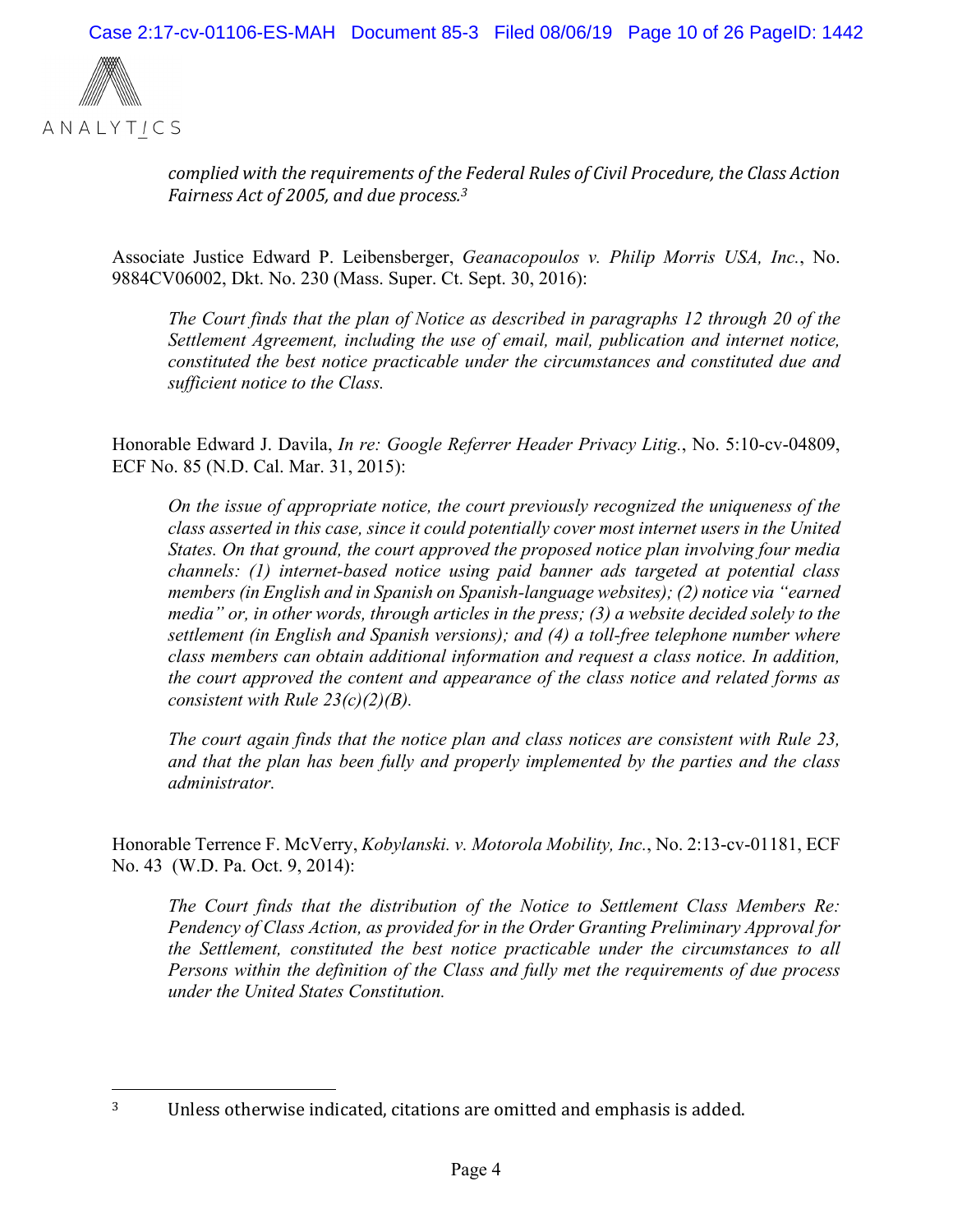> *complied with the requirements of the Federal Rules of Civil Procedure, the Class Action Fairness Act of 2005, and due process.*[3]

Associate Justice Edward P. Leibensberger, *Geanacopoulos v. Philip Morris USA, Inc.*, No. 9884CV06002, Dkt. No. 230 (Mass. Super. Ct. Sept. 30, 2016):

> *The Court finds that the plan of Notice as described in paragraphs 12 through 20 of the Settlement Agreement, including the use of email, mail, publication and internet notice, constituted the best notice practicable under the circumstances and constituted due and sufficient notice to the Class.*

Honorable Edward J. Davila, *In re: Google Referrer Header Privacy Litig.*, No. 5:10-cv-04809, ECF No. 85 (N.D. Cal. Mar. 31, 2015):

> *On the issue of appropriate notice, the court previously recognized the uniqueness of the class asserted in this case, since it could potentially cover most internet users in the United States. On that ground, the court approved the proposed notice plan involving four media channels: (1) internet-based notice using paid banner ads targeted at potential class members (in English and in Spanish on Spanish-language websites); (2) notice via "earned media" or, in other words, through articles in the press; (3) a website decided solely to the settlement (in English and Spanish versions); and (4) a toll-free telephone number where class members can obtain additional information and request a class notice. In addition, the court approved the content and appearance of the class notice and related forms as consistent with Rule 23(c)(2)(B).*
>
> *The court again finds that the notice plan and class notices are consistent with Rule 23, and that the plan has been fully and properly implemented by the parties and the class administrator.*

Honorable Terrence F. McVerry, *Kobylanski. v. Motorola Mobility, Inc.*, No. 2:13-cv-01181, ECF No. 43 (W.D. Pa. Oct. 9, 2014):

> *The Court finds that the distribution of the Notice to Settlement Class Members Re: Pendency of Class Action, as provided for in the Order Granting Preliminary Approval for the Settlement, constituted the best notice practicable under the circumstances to all Persons within the definition of the Class and fully met the requirements of due process under the United States Constitution.*

---

[3] Unless otherwise indicated, citations are omitted and emphasis is added.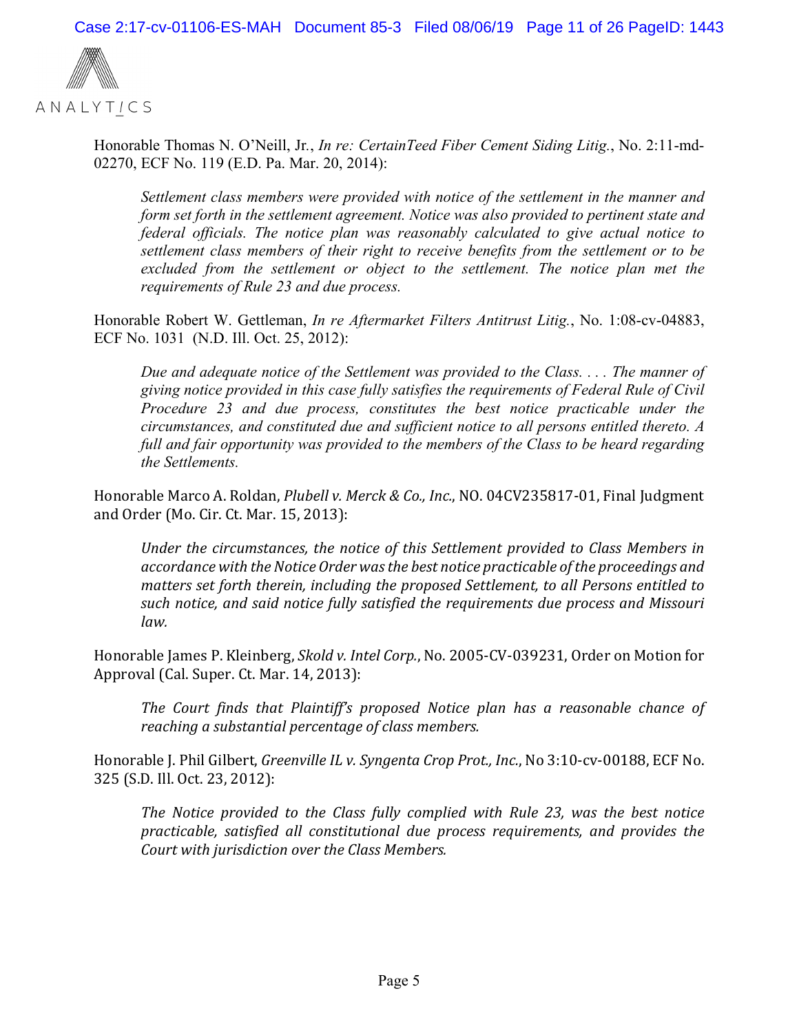Honorable Thomas N. O'Neill, Jr., *In re: CertainTeed Fiber Cement Siding Litig.*, No. 2:11-md-02270, ECF No. 119 (E.D. Pa. Mar. 20, 2014):

> *Settlement class members were provided with notice of the settlement in the manner and form set forth in the settlement agreement. Notice was also provided to pertinent state and federal officials. The notice plan was reasonably calculated to give actual notice to settlement class members of their right to receive benefits from the settlement or to be excluded from the settlement or object to the settlement. The notice plan met the requirements of Rule 23 and due process.*

Honorable Robert W. Gettleman, *In re Aftermarket Filters Antitrust Litig.*, No. 1:08-cv-04883, ECF No. 1031 (N.D. Ill. Oct. 25, 2012):

> *Due and adequate notice of the Settlement was provided to the Class. . . . The manner of giving notice provided in this case fully satisfies the requirements of Federal Rule of Civil Procedure 23 and due process, constitutes the best notice practicable under the circumstances, and constituted due and sufficient notice to all persons entitled thereto. A full and fair opportunity was provided to the members of the Class to be heard regarding the Settlements.*

Honorable Marco A. Roldan, *Plubell v. Merck & Co., Inc.*, NO. 04CV235817-01, Final Judgment and Order (Mo. Cir. Ct. Mar. 15, 2013):

> *Under the circumstances, the notice of this Settlement provided to Class Members in accordance with the Notice Order was the best notice practicable of the proceedings and matters set forth therein, including the proposed Settlement, to all Persons entitled to such notice, and said notice fully satisfied the requirements due process and Missouri law.*

Honorable James P. Kleinberg, *Skold v. Intel Corp.*, No. 2005-CV-039231, Order on Motion for Approval (Cal. Super. Ct. Mar. 14, 2013):

> *The Court finds that Plaintiff's proposed Notice plan has a reasonable chance of reaching a substantial percentage of class members.*

Honorable J. Phil Gilbert, *Greenville IL v. Syngenta Crop Prot., Inc.*, No 3:10-cv-00188, ECF No. 325 (S.D. Ill. Oct. 23, 2012):

> *The Notice provided to the Class fully complied with Rule 23, was the best notice practicable, satisfied all constitutional due process requirements, and provides the Court with jurisdiction over the Class Members.*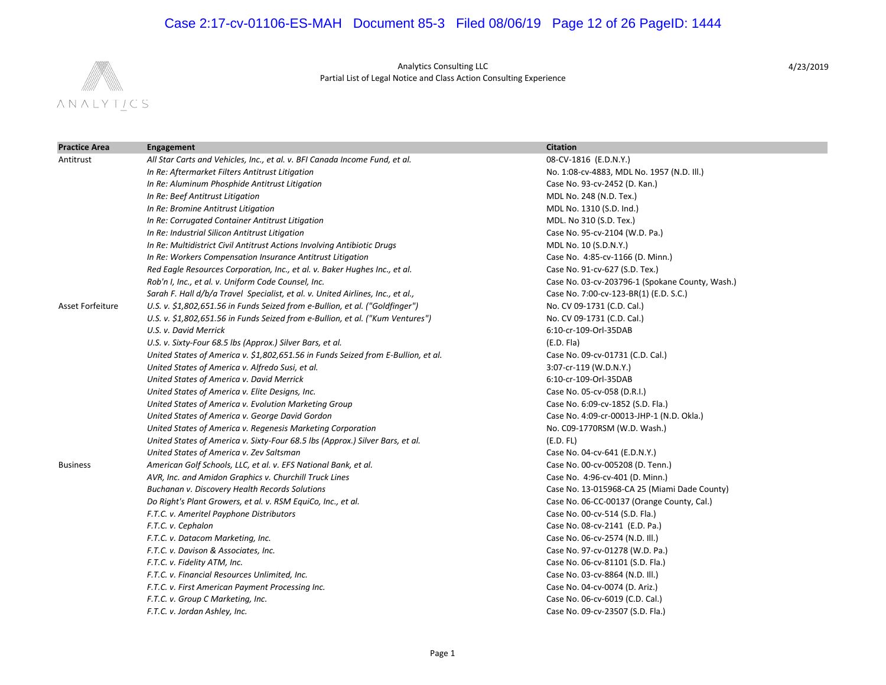Analytics Consulting LLC
Partial List of Legal Notice and Class Action Consulting Experience

4/23/2019

| Practice Area | Engagement | Citation |
|---|---|---|
| Antitrust | *All Star Carts and Vehicles, Inc., et al. v. BFI Canada Income Fund, et al.* | 08-CV-1816 (E.D.N.Y.) |
| | *In Re: Aftermarket Filters Antitrust Litigation* | No. 1:08-cv-4883, MDL No. 1957 (N.D. Ill.) |
| | *In Re: Aluminum Phosphide Antitrust Litigation* | Case No. 93-cv-2452 (D. Kan.) |
| | *In Re: Beef Antitrust Litigation* | MDL No. 248 (N.D. Tex.) |
| | *In Re: Bromine Antitrust Litigation* | MDL No. 1310 (S.D. Ind.) |
| | *In Re: Corrugated Container Antitrust Litigation* | MDL. No 310 (S.D. Tex.) |
| | *In Re: Industrial Silicon Antitrust Litigation* | Case No. 95-cv-2104 (W.D. Pa.) |
| | *In Re: Multidistrict Civil Antitrust Actions Involving Antibiotic Drugs* | MDL No. 10 (S.D.N.Y.) |
| | *In Re: Workers Compensation Insurance Antitrust Litigation* | Case No. 4:85-cv-1166 (D. Minn.) |
| | *Red Eagle Resources Corporation, Inc., et al. v. Baker Hughes Inc., et al.* | Case No. 91-cv-627 (S.D. Tex.) |
| | *Rob'n I, Inc., et al. v. Uniform Code Counsel, Inc.* | Case No. 03-cv-203796-1 (Spokane County, Wash.) |
| | *Sarah F. Hall d/b/a Travel Specialist, et al. v. United Airlines, Inc., et al.,* | Case No. 7:00-cv-123-BR(1) (E.D. S.C.) |
| Asset Forfeiture | *U.S. v. $1,802,651.56 in Funds Seized from e-Bullion, et al. ("Goldfinger")* | No. CV 09-1731 (C.D. Cal.) |
| | *U.S. v. $1,802,651.56 in Funds Seized from e-Bullion, et al. ("Kum Ventures")* | No. CV 09-1731 (C.D. Cal.) |
| | *U.S. v. David Merrick* | 6:10-cr-109-Orl-35DAB |
| | *U.S. v. Sixty-Four 68.5 lbs (Approx.) Silver Bars, et al.* | (E.D. Fla) |
| | *United States of America v. $1,802,651.56 in Funds Seized from E-Bullion, et al.* | Case No. 09-cv-01731 (C.D. Cal.) |
| | *United States of America v. Alfredo Susi, et al.* | 3:07-cr-119 (W.D.N.Y.) |
| | *United States of America v. David Merrick* | 6:10-cr-109-Orl-35DAB |
| | *United States of America v. Elite Designs, Inc.* | Case No. 05-cv-058 (D.R.I.) |
| | *United States of America v. Evolution Marketing Group* | Case No. 6:09-cv-1852 (S.D. Fla.) |
| | *United States of America v. George David Gordon* | Case No. 4:09-cr-00013-JHP-1 (N.D. Okla.) |
| | *United States of America v. Regenesis Marketing Corporation* | No. C09-1770RSM (W.D. Wash.) |
| | *United States of America v. Sixty-Four 68.5 lbs (Approx.) Silver Bars, et al.* | (E.D. FL) |
| | *United States of America v. Zev Saltsman* | Case No. 04-cv-641 (E.D.N.Y.) |
| Business | *American Golf Schools, LLC, et al. v. EFS National Bank, et al.* | Case No. 00-cv-005208 (D. Tenn.) |
| | *AVR, Inc. and Amidon Graphics v. Churchill Truck Lines* | Case No. 4:96-cv-401 (D. Minn.) |
| | *Buchanan v. Discovery Health Records Solutions* | Case No. 13-015968-CA 25 (Miami Dade County) |
| | *Do Right's Plant Growers, et al. v. RSM EquiCo, Inc., et al.* | Case No. 06-CC-00137 (Orange County, Cal.) |
| | *F.T.C. v. Ameritel Payphone Distributors* | Case No. 00-cv-514 (S.D. Fla.) |
| | *F.T.C. v. Cephalon* | Case No. 08-cv-2141 (E.D. Pa.) |
| | *F.T.C. v. Datacom Marketing, Inc.* | Case No. 06-cv-2574 (N.D. Ill.) |
| | *F.T.C. v. Davison & Associates, Inc.* | Case No. 97-cv-01278 (W.D. Pa.) |
| | *F.T.C. v. Fidelity ATM, Inc.* | Case No. 06-cv-81101 (S.D. Fla.) |
| | *F.T.C. v. Financial Resources Unlimited, Inc.* | Case No. 03-cv-8864 (N.D. Ill.) |
| | *F.T.C. v. First American Payment Processing Inc.* | Case No. 04-cv-0074 (D. Ariz.) |
| | *F.T.C. v. Group C Marketing, Inc.* | Case No. 06-cv-6019 (C.D. Cal.) |
| | *F.T.C. v. Jordan Ashley, Inc.* | Case No. 09-cv-23507 (S.D. Fla.) |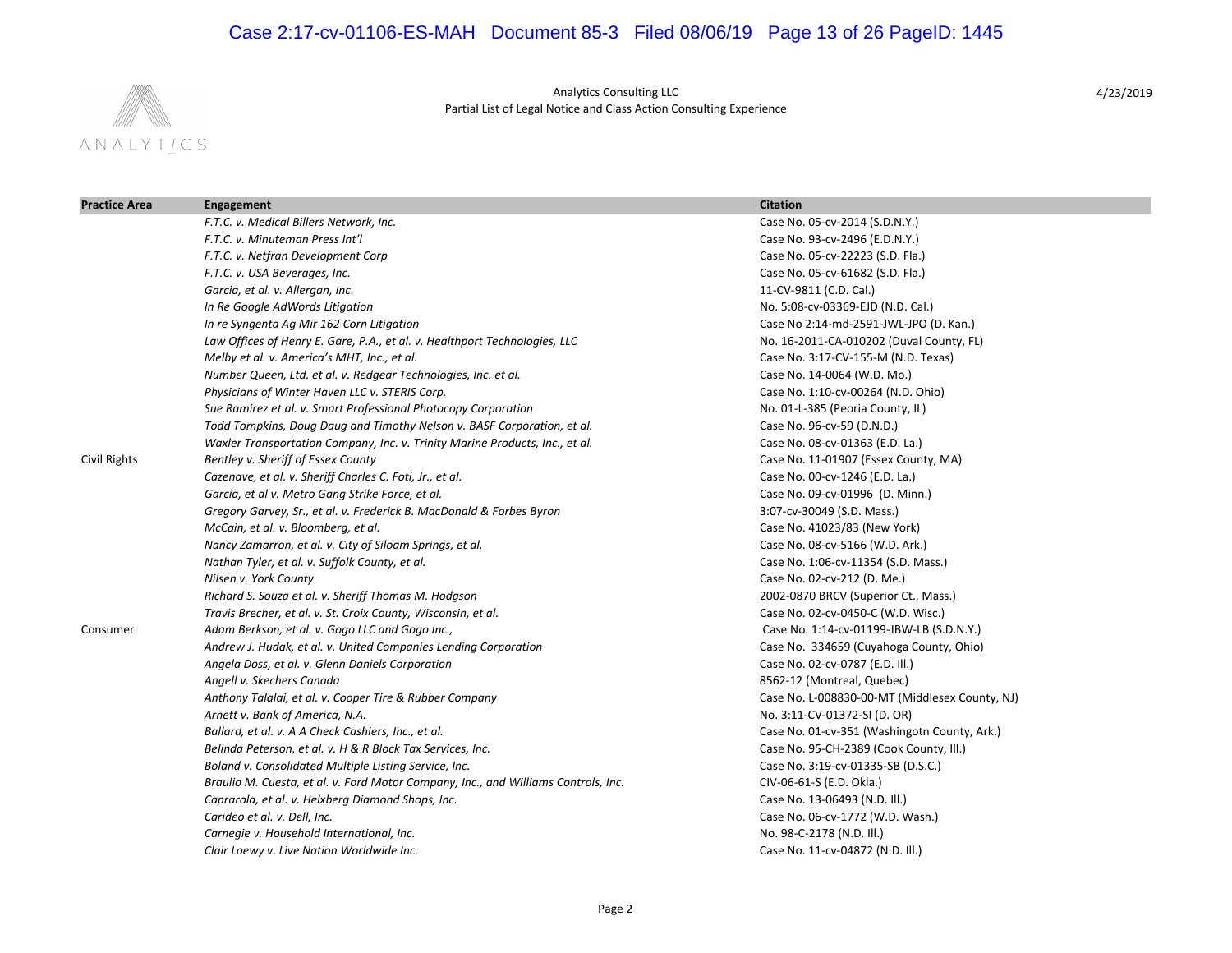Analytics Consulting LLC
Partial List of Legal Notice and Class Action Consulting Experience

4/23/2019

| Practice Area | Engagement | Citation |
|---|---|---|
| | *F.T.C. v. Medical Billers Network, Inc.* | Case No. 05-cv-2014 (S.D.N.Y.) |
| | *F.T.C. v. Minuteman Press Int'l* | Case No. 93-cv-2496 (E.D.N.Y.) |
| | *F.T.C. v. Netfran Development Corp* | Case No. 05-cv-22223 (S.D. Fla.) |
| | *F.T.C. v. USA Beverages, Inc.* | Case No. 05-cv-61682 (S.D. Fla.) |
| | *Garcia, et al. v. Allergan, Inc.* | 11-CV-9811 (C.D. Cal.) |
| | *In Re Google AdWords Litigation* | No. 5:08-cv-03369-EJD (N.D. Cal.) |
| | *In re Syngenta Ag Mir 162 Corn Litigation* | Case No 2:14-md-2591-JWL-JPO (D. Kan.) |
| | *Law Offices of Henry E. Gare, P.A., et al. v. Healthport Technologies, LLC* | No. 16-2011-CA-010202 (Duval County, FL) |
| | *Melby et al. v. America's MHT, Inc., et al.* | Case No. 3:17-CV-155-M (N.D. Texas) |
| | *Number Queen, Ltd. et al. v. Redgear Technologies, Inc. et al.* | Case No. 14-0064 (W.D. Mo.) |
| | *Physicians of Winter Haven LLC v. STERIS Corp.* | Case No. 1:10-cv-00264 (N.D. Ohio) |
| | *Sue Ramirez et al. v. Smart Professional Photocopy Corporation* | No. 01-L-385 (Peoria County, IL) |
| | *Todd Tompkins, Doug Daug and Timothy Nelson v. BASF Corporation, et al.* | Case No. 96-cv-59 (D.N.D.) |
| | *Waxler Transportation Company, Inc. v. Trinity Marine Products, Inc., et al.* | Case No. 08-cv-01363 (E.D. La.) |
| Civil Rights | *Bentley v. Sheriff of Essex County* | Case No. 11-01907 (Essex County, MA) |
| | *Cazenave, et al. v. Sheriff Charles C. Foti, Jr., et al.* | Case No. 00-cv-1246 (E.D. La.) |
| | *Garcia, et al v. Metro Gang Strike Force, et al.* | Case No. 09-cv-01996 (D. Minn.) |
| | *Gregory Garvey, Sr., et al. v. Frederick B. MacDonald & Forbes Byron* | 3:07-cv-30049 (S.D. Mass.) |
| | *McCain, et al. v. Bloomberg, et al.* | Case No. 41023/83 (New York) |
| | *Nancy Zamarron, et al. v. City of Siloam Springs, et al.* | Case No. 08-cv-5166 (W.D. Ark.) |
| | *Nathan Tyler, et al. v. Suffolk County, et al.* | Case No. 1:06-cv-11354 (S.D. Mass.) |
| | *Nilsen v. York County* | Case No. 02-cv-212 (D. Me.) |
| | *Richard S. Souza et al. v. Sheriff Thomas M. Hodgson* | 2002-0870 BRCV (Superior Ct., Mass.) |
| | *Travis Brecher, et al. v. St. Croix County, Wisconsin, et al.* | Case No. 02-cv-0450-C (W.D. Wisc.) |
| Consumer | *Adam Berkson, et al. v. Gogo LLC and Gogo Inc.,* | Case No. 1:14-cv-01199-JBW-LB (S.D.N.Y.) |
| | *Andrew J. Hudak, et al. v. United Companies Lending Corporation* | Case No. 334659 (Cuyahoga County, Ohio) |
| | *Angela Doss, et al. v. Glenn Daniels Corporation* | Case No. 02-cv-0787 (E.D. Ill.) |
| | *Angell v. Skechers Canada* | 8562-12 (Montreal, Quebec) |
| | *Anthony Talalai, et al. v. Cooper Tire & Rubber Company* | Case No. L-008830-00-MT (Middlesex County, NJ) |
| | *Arnett v. Bank of America, N.A.* | No. 3:11-CV-01372-SI (D. OR) |
| | *Ballard, et al. v. A A Check Cashiers, Inc., et al.* | Case No. 01-cv-351 (Washingotn County, Ark.) |
| | *Belinda Peterson, et al. v. H & R Block Tax Services, Inc.* | Case No. 95-CH-2389 (Cook County, Ill.) |
| | *Boland v. Consolidated Multiple Listing Service, Inc.* | Case No. 3:19-cv-01335-SB (D.S.C.) |
| | *Braulio M. Cuesta, et al. v. Ford Motor Company, Inc., and Williams Controls, Inc.* | CIV-06-61-S (E.D. Okla.) |
| | *Caprarola, et al. v. Helzberg Diamond Shops, Inc.* | Case No. 13-06493 (N.D. Ill.) |
| | *Carideo et al. v. Dell, Inc.* | Case No. 06-cv-1772 (W.D. Wash.) |
| | *Carnegie v. Household International, Inc.* | No. 98-C-2178 (N.D. Ill.) |
| | *Clair Loewy v. Live Nation Worldwide Inc.* | Case No. 11-cv-04872 (N.D. Ill.) |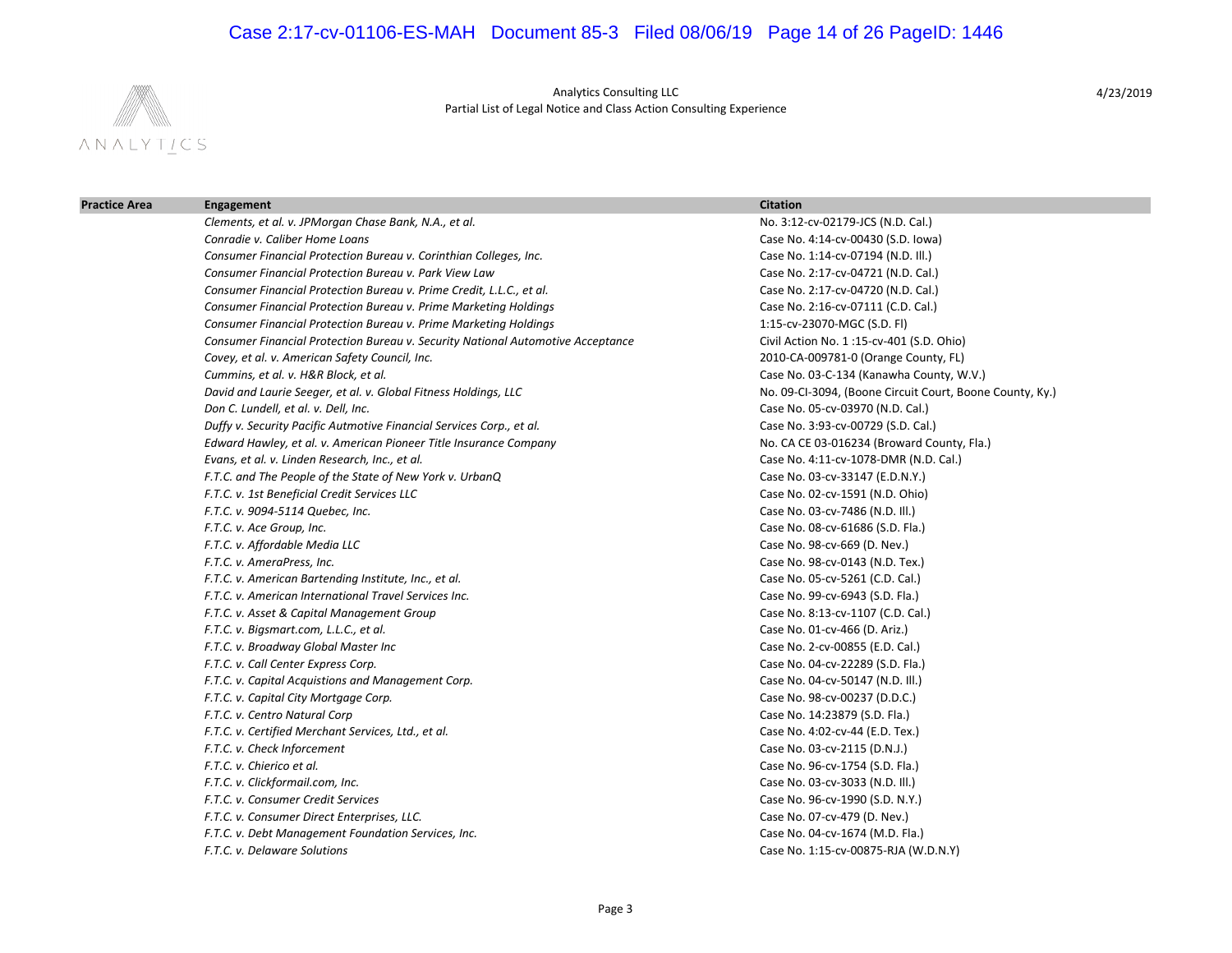Analytics Consulting LLC
Partial List of Legal Notice and Class Action Consulting Experience

4/23/2019

| Practice Area | Engagement | Citation |
|---|---|---|
| | *Clements, et al. v. JPMorgan Chase Bank, N.A., et al.* | No. 3:12-cv-02179-JCS (N.D. Cal.) |
| | *Conradie v. Caliber Home Loans* | Case No. 4:14-cv-00430 (S.D. Iowa) |
| | *Consumer Financial Protection Bureau v. Corinthian Colleges, Inc.* | Case No. 1:14-cv-07194 (N.D. Ill.) |
| | *Consumer Financial Protection Bureau v. Park View Law* | Case No. 2:17-cv-04721 (N.D. Cal.) |
| | *Consumer Financial Protection Bureau v. Prime Credit, L.L.C., et al.* | Case No. 2:17-cv-04720 (N.D. Cal.) |
| | *Consumer Financial Protection Bureau v. Prime Marketing Holdings* | Case No. 2:16-cv-07111 (C.D. Cal.) |
| | *Consumer Financial Protection Bureau v. Prime Marketing Holdings* | 1:15-cv-23070-MGC (S.D. Fl) |
| | *Consumer Financial Protection Bureau v. Security National Automotive Acceptance* | Civil Action No. 1 :15-cv-401 (S.D. Ohio) |
| | *Covey, et al. v. American Safety Council, Inc.* | 2010-CA-009781-0 (Orange County, FL) |
| | *Cummins, et al. v. H&R Block, et al.* | Case No. 03-C-134 (Kanawha County, W.V.) |
| | *David and Laurie Seeger, et al. v. Global Fitness Holdings, LLC* | No. 09-CI-3094, (Boone Circuit Court, Boone County, Ky.) |
| | *Don C. Lundell, et al. v. Dell, Inc.* | Case No. 05-cv-03970 (N.D. Cal.) |
| | *Duffy v. Security Pacific Autmotive Financial Services Corp., et al.* | Case No. 3:93-cv-00729 (S.D. Cal.) |
| | *Edward Hawley, et al. v. American Pioneer Title Insurance Company* | No. CA CE 03-016234 (Broward County, Fla.) |
| | *Evans, et al. v. Linden Research, Inc., et al.* | Case No. 4:11-cv-1078-DMR (N.D. Cal.) |
| | *F.T.C. and The People of the State of New York v. UrbanQ* | Case No. 03-cv-33147 (E.D.N.Y.) |
| | *F.T.C. v. 1st Beneficial Credit Services LLC* | Case No. 02-cv-1591 (N.D. Ohio) |
| | *F.T.C. v. 9094-5114 Quebec, Inc.* | Case No. 03-cv-7486 (N.D. Ill.) |
| | *F.T.C. v. Ace Group, Inc.* | Case No. 08-cv-61686 (S.D. Fla.) |
| | *F.T.C. v. Affordable Media LLC* | Case No. 98-cv-669 (D. Nev.) |
| | *F.T.C. v. AmeraPress, Inc.* | Case No. 98-cv-0143 (N.D. Tex.) |
| | *F.T.C. v. American Bartending Institute, Inc., et al.* | Case No. 05-cv-5261 (C.D. Cal.) |
| | *F.T.C. v. American International Travel Services Inc.* | Case No. 99-cv-6943 (S.D. Fla.) |
| | *F.T.C. v. Asset & Capital Management Group* | Case No. 8:13-cv-1107 (C.D. Cal.) |
| | *F.T.C. v. Bigsmart.com, L.L.C., et al.* | Case No. 01-cv-466 (D. Ariz.) |
| | *F.T.C. v. Broadway Global Master Inc* | Case No. 2-cv-00855 (E.D. Cal.) |
| | *F.T.C. v. Call Center Express Corp.* | Case No. 04-cv-22289 (S.D. Fla.) |
| | *F.T.C. v. Capital Acquistions and Management Corp.* | Case No. 04-cv-50147 (N.D. Ill.) |
| | *F.T.C. v. Capital City Mortgage Corp.* | Case No. 98-cv-00237 (D.D.C.) |
| | *F.T.C. v. Centro Natural Corp* | Case No. 14:23879 (S.D. Fla.) |
| | *F.T.C. v. Certified Merchant Services, Ltd., et al.* | Case No. 4:02-cv-44 (E.D. Tex.) |
| | *F.T.C. v. Check Inforcement* | Case No. 03-cv-2115 (D.N.J.) |
| | *F.T.C. v. Chierico et al.* | Case No. 96-cv-1754 (S.D. Fla.) |
| | *F.T.C. v. Clickformail.com, Inc.* | Case No. 03-cv-3033 (N.D. Ill.) |
| | *F.T.C. v. Consumer Credit Services* | Case No. 96-cv-1990 (S.D. N.Y.) |
| | *F.T.C. v. Consumer Direct Enterprises, LLC.* | Case No. 07-cv-479 (D. Nev.) |
| | *F.T.C. v. Debt Management Foundation Services, Inc.* | Case No. 04-cv-1674 (M.D. Fla.) |
| | *F.T.C. v. Delaware Solutions* | Case No. 1:15-cv-00875-RJA (W.D.N.Y) |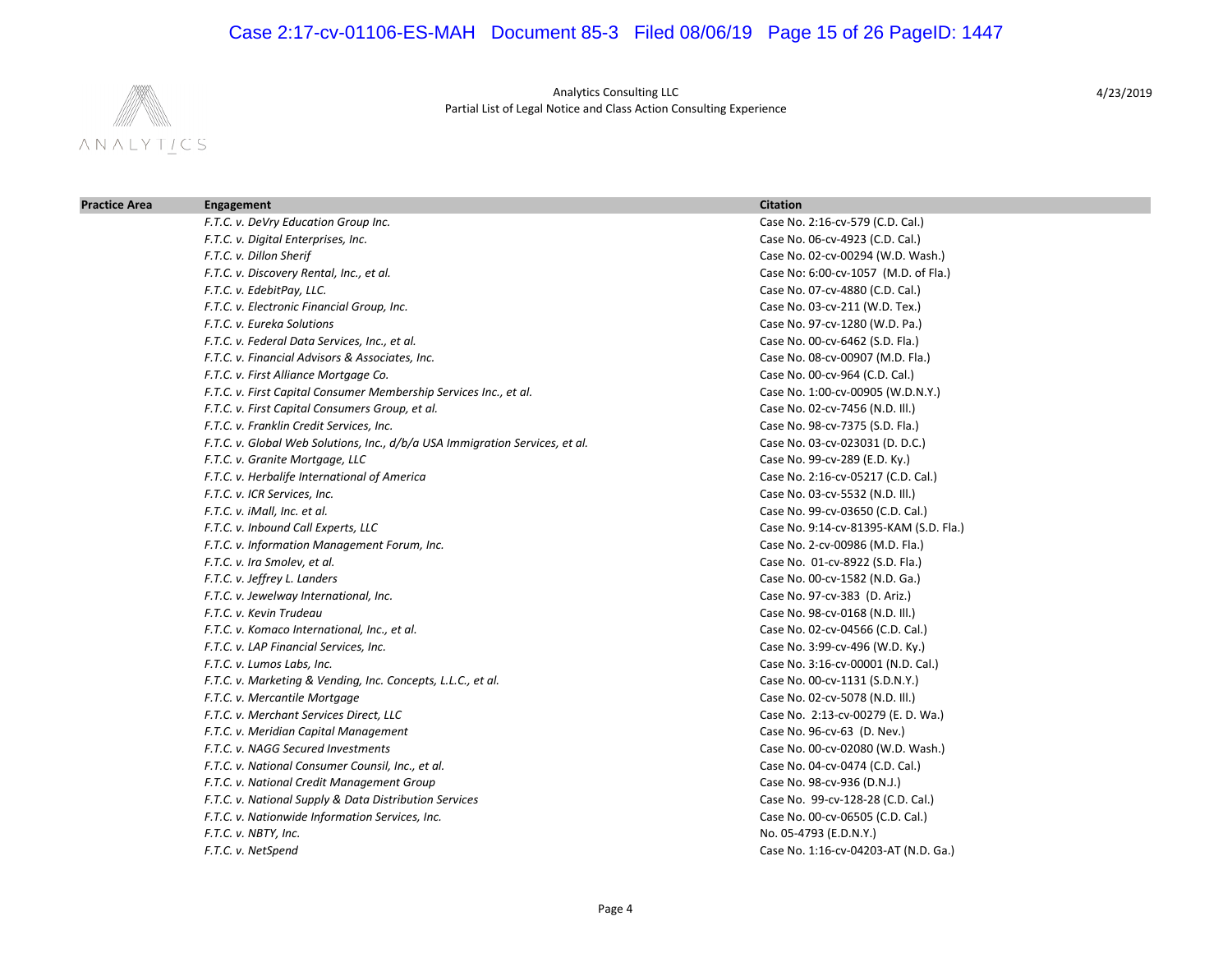Analytics Consulting LLC
Partial List of Legal Notice and Class Action Consulting Experience

4/23/2019

| Practice Area | Engagement | Citation |
|---|---|---|
| | *F.T.C. v. DeVry Education Group Inc.* | Case No. 2:16-cv-579 (C.D. Cal.) |
| | *F.T.C. v. Digital Enterprises, Inc.* | Case No. 06-cv-4923 (C.D. Cal.) |
| | *F.T.C. v. Dillon Sherif* | Case No. 02-cv-00294 (W.D. Wash.) |
| | *F.T.C. v. Discovery Rental, Inc., et al.* | Case No: 6:00-cv-1057 (M.D. of Fla.) |
| | *F.T.C. v. EdebitPay, LLC.* | Case No. 07-cv-4880 (C.D. Cal.) |
| | *F.T.C. v. Electronic Financial Group, Inc.* | Case No. 03-cv-211 (W.D. Tex.) |
| | *F.T.C. v. Eureka Solutions* | Case No. 97-cv-1280 (W.D. Pa.) |
| | *F.T.C. v. Federal Data Services, Inc., et al.* | Case No. 00-cv-6462 (S.D. Fla.) |
| | *F.T.C. v. Financial Advisors & Associates, Inc.* | Case No. 08-cv-00907 (M.D. Fla.) |
| | *F.T.C. v. First Alliance Mortgage Co.* | Case No. 00-cv-964 (C.D. Cal.) |
| | *F.T.C. v. First Capital Consumer Membership Services Inc., et al.* | Case No. 1:00-cv-00905 (W.D.N.Y.) |
| | *F.T.C. v. First Capital Consumers Group, et al.* | Case No. 02-cv-7456 (N.D. Ill.) |
| | *F.T.C. v. Franklin Credit Services, Inc.* | Case No. 98-cv-7375 (S.D. Fla.) |
| | *F.T.C. v. Global Web Solutions, Inc., d/b/a USA Immigration Services, et al.* | Case No. 03-cv-023031 (D. D.C.) |
| | *F.T.C. v. Granite Mortgage, LLC* | Case No. 99-cv-289 (E.D. Ky.) |
| | *F.T.C. v. Herbalife International of America* | Case No. 2:16-cv-05217 (C.D. Cal.) |
| | *F.T.C. v. ICR Services, Inc.* | Case No. 03-cv-5532 (N.D. Ill.) |
| | *F.T.C. v. iMall, Inc. et al.* | Case No. 99-cv-03650 (C.D. Cal.) |
| | *F.T.C. v. Inbound Call Experts, LLC* | Case No. 9:14-cv-81395-KAM (S.D. Fla.) |
| | *F.T.C. v. Information Management Forum, Inc.* | Case No. 2-cv-00986 (M.D. Fla.) |
| | *F.T.C. v. Ira Smolev, et al.* | Case No. 01-cv-8922 (S.D. Fla.) |
| | *F.T.C. v. Jeffrey L. Landers* | Case No. 00-cv-1582 (N.D. Ga.) |
| | *F.T.C. v. Jewelway International, Inc.* | Case No. 97-cv-383 (D. Ariz.) |
| | *F.T.C. v. Kevin Trudeau* | Case No. 98-cv-0168 (N.D. Ill.) |
| | *F.T.C. v. Komaco International, Inc., et al.* | Case No. 02-cv-04566 (C.D. Cal.) |
| | *F.T.C. v. LAP Financial Services, Inc.* | Case No. 3:99-cv-496 (W.D. Ky.) |
| | *F.T.C. v. Lumos Labs, Inc.* | Case No. 3:16-cv-00001 (N.D. Cal.) |
| | *F.T.C. v. Marketing & Vending, Inc. Concepts, L.L.C., et al.* | Case No. 00-cv-1131 (S.D.N.Y.) |
| | *F.T.C. v. Mercantile Mortgage* | Case No. 02-cv-5078 (N.D. Ill.) |
| | *F.T.C. v. Merchant Services Direct, LLC* | Case No. 2:13-cv-00279 (E. D. Wa.) |
| | *F.T.C. v. Meridian Capital Management* | Case No. 96-cv-63 (D. Nev.) |
| | *F.T.C. v. NAGG Secured Investments* | Case No. 00-cv-02080 (W.D. Wash.) |
| | *F.T.C. v. National Consumer Counsil, Inc., et al.* | Case No. 04-cv-0474 (C.D. Cal.) |
| | *F.T.C. v. National Credit Management Group* | Case No. 98-cv-936 (D.N.J.) |
| | *F.T.C. v. National Supply & Data Distribution Services* | Case No. 99-cv-128-28 (C.D. Cal.) |
| | *F.T.C. v. Nationwide Information Services, Inc.* | Case No. 00-cv-06505 (C.D. Cal.) |
| | *F.T.C. v. NBTY, Inc.* | No. 05-4793 (E.D.N.Y.) |
| | *F.T.C. v. NetSpend* | Case No. 1:16-cv-04203-AT (N.D. Ga.) |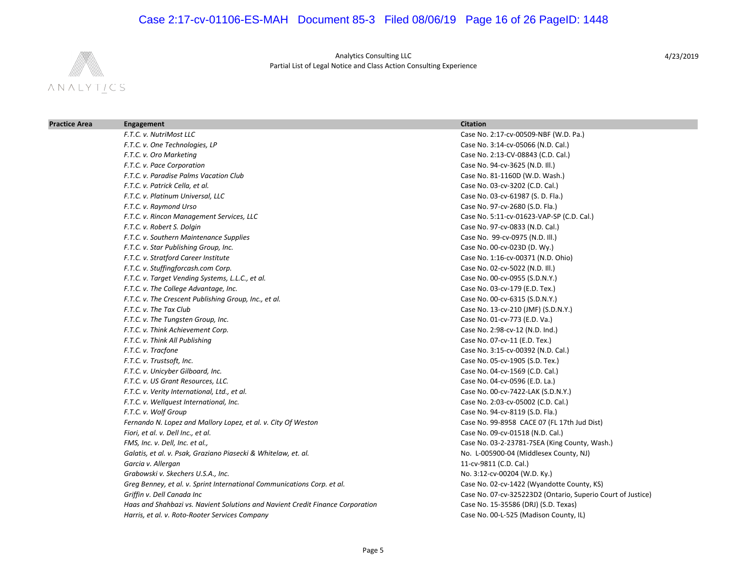Analytics Consulting LLC
Partial List of Legal Notice and Class Action Consulting Experience

4/23/2019

| Practice Area | Engagement | Citation |
|---|---|---|
| | *F.T.C. v. NutriMost LLC* | Case No. 2:17-cv-00509-NBF (W.D. Pa.) |
| | *F.T.C. v. One Technologies, LP* | Case No. 3:14-cv-05066 (N.D. Cal.) |
| | *F.T.C. v. Oro Marketing* | Case No. 2:13-CV-08843 (C.D. Cal.) |
| | *F.T.C. v. Pace Corporation* | Case No. 94-cv-3625 (N.D. Ill.) |
| | *F.T.C. v. Paradise Palms Vacation Club* | Case No. 81-1160D (W.D. Wash.) |
| | *F.T.C. v. Patrick Cella, et al.* | Case No. 03-cv-3202 (C.D. Cal.) |
| | *F.T.C. v. Platinum Universal, LLC* | Case No. 03-cv-61987 (S. D. Fla.) |
| | *F.T.C. v. Raymond Urso* | Case No. 97-cv-2680 (S.D. Fla.) |
| | *F.T.C. v. Rincon Management Services, LLC* | Case No. 5:11-cv-01623-VAP-SP (C.D. Cal.) |
| | *F.T.C. v. Robert S. Dolgin* | Case No. 97-cv-0833 (N.D. Cal.) |
| | *F.T.C. v. Southern Maintenance Supplies* | Case No. 99-cv-0975 (N.D. Ill.) |
| | *F.T.C. v. Star Publishing Group, Inc.* | Case No. 00-cv-023D (D. Wy.) |
| | *F.T.C. v. Stratford Career Institute* | Case No. 1:16-cv-00371 (N.D. Ohio) |
| | *F.T.C. v. Stuffingforcash.com Corp.* | Case No. 02-cv-5022 (N.D. Ill.) |
| | *F.T.C. v. Target Vending Systems, L.L.C., et al.* | Case No. 00-cv-0955 (S.D.N.Y.) |
| | *F.T.C. v. The College Advantage, Inc.* | Case No. 03-cv-179 (E.D. Tex.) |
| | *F.T.C. v. The Crescent Publishing Group, Inc., et al.* | Case No. 00-cv-6315 (S.D.N.Y.) |
| | *F.T.C. v. The Tax Club* | Case No. 13-cv-210 (JMF) (S.D.N.Y.) |
| | *F.T.C. v. The Tungsten Group, Inc.* | Case No. 01-cv-773 (E.D. Va.) |
| | *F.T.C. v. Think Achievement Corp.* | Case No. 2:98-cv-12 (N.D. Ind.) |
| | *F.T.C. v. Think All Publishing* | Case No. 07-cv-11 (E.D. Tex.) |
| | *F.T.C. v. Tracfone* | Case No. 3:15-cv-00392 (N.D. Cal.) |
| | *F.T.C. v. Trustsoft, Inc.* | Case No. 05-cv-1905 (S.D. Tex.) |
| | *F.T.C. v. Unicyber Gilboard, Inc.* | Case No. 04-cv-1569 (C.D. Cal.) |
| | *F.T.C. v. US Grant Resources, LLC.* | Case No. 04-cv-0596 (E.D. La.) |
| | *F.T.C. v. Verity International, Ltd., et al.* | Case No. 00-cv-7422-LAK (S.D.N.Y.) |
| | *F.T.C. v. Wellquest International, Inc.* | Case No. 2:03-cv-05002 (C.D. Cal.) |
| | *F.T.C. v. Wolf Group* | Case No. 94-cv-8119 (S.D. Fla.) |
| | *Fernando N. Lopez and Mallory Lopez, et al. v. City Of Weston* | Case No. 99-8958 CACE 07 (FL 17th Jud Dist) |
| | *Fiori, et al. v. Dell Inc., et al.* | Case No. 09-cv-01518 (N.D. Cal.) |
| | *FMS, Inc. v. Dell, Inc. et al.,* | Case No. 03-2-23781-7SEA (King County, Wash.) |
| | *Galatis, et al. v. Psak, Graziano Piasecki & Whitelaw, et. al.* | No. L-005900-04 (Middlesex County, NJ) |
| | *Garcia v. Allergan* | 11-cv-9811 (C.D. Cal.) |
| | *Grabowski v. Skechers U.S.A., Inc.* | No. 3:12-cv-00204 (W.D. Ky.) |
| | *Greg Benney, et al. v. Sprint International Communications Corp. et al.* | Case No. 02-cv-1422 (Wyandotte County, KS) |
| | *Griffin v. Dell Canada Inc* | Case No. 07-cv-325223D2 (Ontario, Superio Court of Justice) |
| | *Haas and Shahbazi vs. Navient Solutions and Navient Credit Finance Corporation* | Case No. 15-35586 (DRJ) (S.D. Texas) |
| | *Harris, et al. v. Roto-Rooter Services Company* | Case No. 00-L-525 (Madison County, IL) |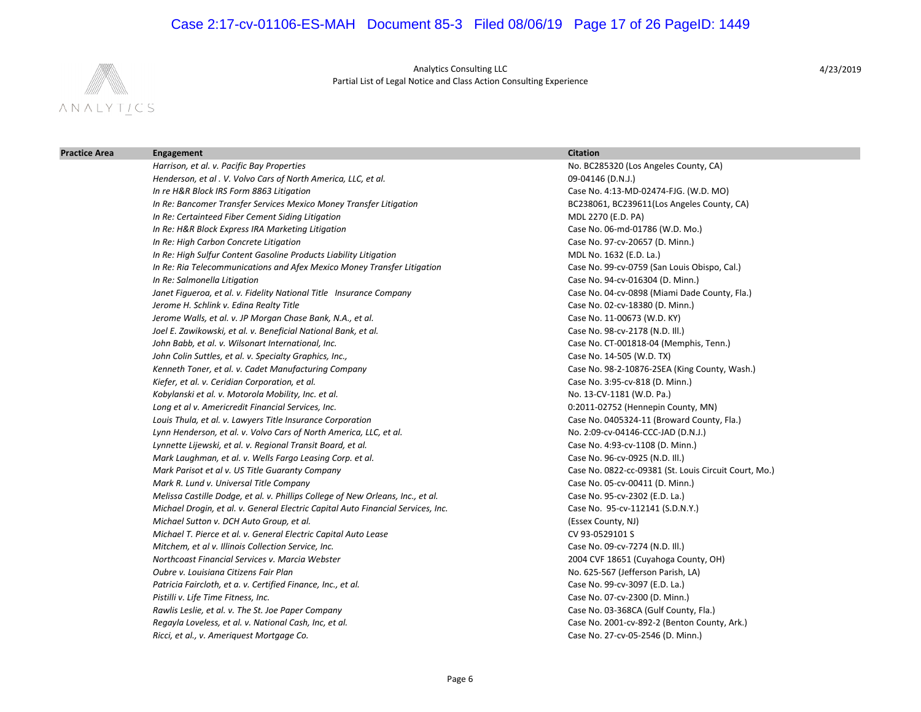Analytics Consulting LLC
Partial List of Legal Notice and Class Action Consulting Experience

4/23/2019

| Practice Area | Engagement | Citation |
| --- | --- | --- |
| | *Harrison, et al. v. Pacific Bay Properties* | No. BC285320 (Los Angeles County, CA) |
| | *Henderson, et al . V. Volvo Cars of North America, LLC, et al.* | 09-04146 (D.N.J.) |
| | *In re H&R Block IRS Form 8863 Litigation* | Case No. 4:13-MD-02474-FJG. (W.D. MO) |
| | *In Re: Bancomer Transfer Services Mexico Money Transfer Litigation* | BC238061, BC239611(Los Angeles County, CA) |
| | *In Re: Certainteed Fiber Cement Siding Litigation* | MDL 2270 (E.D. PA) |
| | *In Re: H&R Block Express IRA Marketing Litigation* | Case No. 06-md-01786 (W.D. Mo.) |
| | *In Re: High Carbon Concrete Litigation* | Case No. 97-cv-20657 (D. Minn.) |
| | *In Re: High Sulfur Content Gasoline Products Liability Litigation* | MDL No. 1632 (E.D. La.) |
| | *In Re: Ria Telecommunications and Afex Mexico Money Transfer Litigation* | Case No. 99-cv-0759 (San Louis Obispo, Cal.) |
| | *In Re: Salmonella Litigation* | Case No. 94-cv-016304 (D. Minn.) |
| | *Janet Figueroa, et al. v. Fidelity National Title Insurance Company* | Case No. 04-cv-0898 (Miami Dade County, Fla.) |
| | *Jerome H. Schlink v. Edina Realty Title* | Case No. 02-cv-18380 (D. Minn.) |
| | *Jerome Walls, et al. v. JP Morgan Chase Bank, N.A., et al.* | Case No. 11-00673 (W.D. KY) |
| | *Joel E. Zawikowski, et al. v. Beneficial National Bank, et al.* | Case No. 98-cv-2178 (N.D. Ill.) |
| | *John Babb, et al. v. Wilsonart International, Inc.* | Case No. CT-001818-04 (Memphis, Tenn.) |
| | *John Colin Suttles, et al. v. Specialty Graphics, Inc.,* | Case No. 14-505 (W.D. TX) |
| | *Kenneth Toner, et al. v. Cadet Manufacturing Company* | Case No. 98-2-10876-2SEA (King County, Wash.) |
| | *Kiefer, et al. v. Ceridian Corporation, et al.* | Case No. 3:95-cv-818 (D. Minn.) |
| | *Kobylanski et al. v. Motorola Mobility, Inc. et al.* | No. 13-CV-1181 (W.D. Pa.) |
| | *Long et al v. Americredit Financial Services, Inc.* | 0:2011-02752 (Hennepin County, MN) |
| | *Louis Thula, et al. v. Lawyers Title Insurance Corporation* | Case No. 0405324-11 (Broward County, Fla.) |
| | *Lynn Henderson, et al. v. Volvo Cars of North America, LLC, et al.* | No. 2:09-cv-04146-CCC-JAD (D.N.J.) |
| | *Lynnette Lijewski, et al. v. Regional Transit Board, et al.* | Case No. 4:93-cv-1108 (D. Minn.) |
| | *Mark Laughman, et al. v. Wells Fargo Leasing Corp. et al.* | Case No. 96-cv-0925 (N.D. Ill.) |
| | *Mark Parisot et al v. US Title Guaranty Company* | Case No. 0822-cc-09381 (St. Louis Circuit Court, Mo.) |
| | *Mark R. Lund v. Universal Title Company* | Case No. 05-cv-00411 (D. Minn.) |
| | *Melissa Castille Dodge, et al. v. Phillips College of New Orleans, Inc., et al.* | Case No. 95-cv-2302 (E.D. La.) |
| | *Michael Drogin, et al. v. General Electric Capital Auto Financial Services, Inc.* | Case No. 95-cv-112141 (S.D.N.Y.) |
| | *Michael Sutton v. DCH Auto Group, et al.* | (Essex County, NJ) |
| | *Michael T. Pierce et al. v. General Electric Capital Auto Lease* | CV 93-0529101 S |
| | *Mitchem, et al v. Illinois Collection Service, Inc.* | Case No. 09-cv-7274 (N.D. Ill.) |
| | *Northcoast Financial Services v. Marcia Webster* | 2004 CVF 18651 (Cuyahoga County, OH) |
| | *Oubre v. Louisiana Citizens Fair Plan* | No. 625-567 (Jefferson Parish, LA) |
| | *Patricia Faircloth, et a. v. Certified Finance, Inc., et al.* | Case No. 99-cv-3097 (E.D. La.) |
| | *Pistilli v. Life Time Fitness, Inc.* | Case No. 07-cv-2300 (D. Minn.) |
| | *Rawlis Leslie, et al. v. The St. Joe Paper Company* | Case No. 03-368CA (Gulf County, Fla.) |
| | *Regayla Loveless, et al. v. National Cash, Inc, et al.* | Case No. 2001-cv-892-2 (Benton County, Ark.) |
| | *Ricci, et al., v. Ameriquest Mortgage Co.* | Case No. 27-cv-05-2546 (D. Minn.) |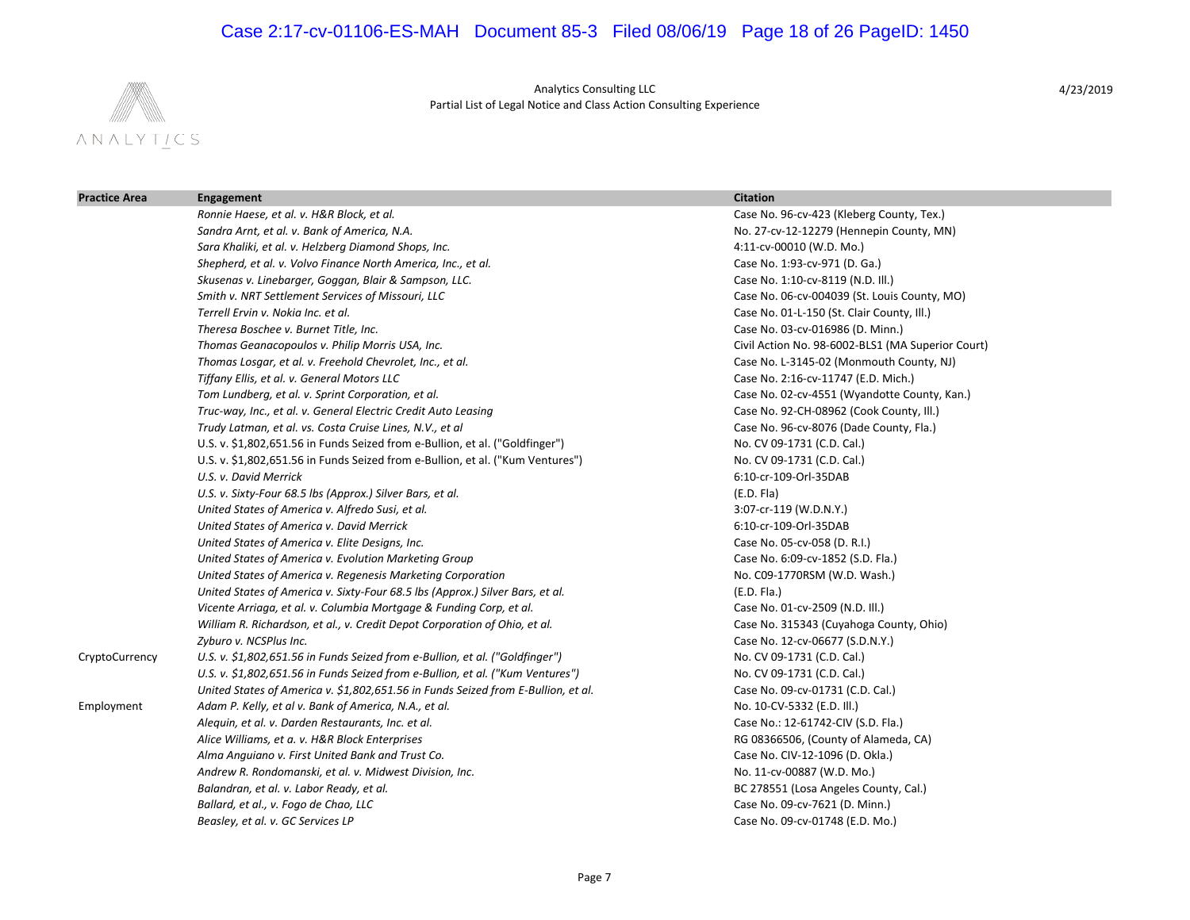Analytics Consulting LLC
Partial List of Legal Notice and Class Action Consulting Experience

4/23/2019

| Practice Area | Engagement | Citation |
|---|---|---|
| | *Ronnie Haese, et al. v. H&R Block, et al.* | Case No. 96-cv-423 (Kleberg County, Tex.) |
| | *Sandra Arnt, et al. v. Bank of America, N.A.* | No. 27-cv-12-12279 (Hennepin County, MN) |
| | *Sara Khaliki, et al. v. Helzberg Diamond Shops, Inc.* | 4:11-cv-00010 (W.D. Mo.) |
| | *Shepherd, et al. v. Volvo Finance North America, Inc., et al.* | Case No. 1:93-cv-971 (D. Ga.) |
| | *Skusenas v. Linebarger, Goggan, Blair & Sampson, LLC.* | Case No. 1:10-cv-8119 (N.D. Ill.) |
| | *Smith v. NRT Settlement Services of Missouri, LLC* | Case No. 06-cv-004039 (St. Louis County, MO) |
| | *Terrell Ervin v. Nokia Inc. et al.* | Case No. 01-L-150 (St. Clair County, Ill.) |
| | *Theresa Boschee v. Burnet Title, Inc.* | Case No. 03-cv-016986 (D. Minn.) |
| | *Thomas Geanacopoulos v. Philip Morris USA, Inc.* | Civil Action No. 98-6002-BLS1 (MA Superior Court) |
| | *Thomas Losgar, et al. v. Freehold Chevrolet, Inc., et al.* | Case No. L-3145-02 (Monmouth County, NJ) |
| | *Tiffany Ellis, et al. v. General Motors LLC* | Case No. 2:16-cv-11747 (E.D. Mich.) |
| | *Tom Lundberg, et al. v. Sprint Corporation, et al.* | Case No. 02-cv-4551 (Wyandotte County, Kan.) |
| | *Truc-way, Inc., et al. v. General Electric Credit Auto Leasing* | Case No. 92-CH-08962 (Cook County, Ill.) |
| | *Trudy Latman, et al. vs. Costa Cruise Lines, N.V., et al* | Case No. 96-cv-8076 (Dade County, Fla.) |
| | U.S. v. $1,802,651.56 in Funds Seized from e-Bullion, et al. ("Goldfinger") | No. CV 09-1731 (C.D. Cal.) |
| | U.S. v. $1,802,651.56 in Funds Seized from e-Bullion, et al. ("Kum Ventures") | No. CV 09-1731 (C.D. Cal.) |
| | *U.S. v. David Merrick* | 6:10-cr-109-Orl-35DAB |
| | *U.S. v. Sixty-Four 68.5 lbs (Approx.) Silver Bars, et al.* | (E.D. Fla) |
| | *United States of America v. Alfredo Susi, et al.* | 3:07-cr-119 (W.D.N.Y.) |
| | *United States of America v. David Merrick* | 6:10-cr-109-Orl-35DAB |
| | *United States of America v. Elite Designs, Inc.* | Case No. 05-cv-058 (D. R.I.) |
| | *United States of America v. Evolution Marketing Group* | Case No. 6:09-cv-1852 (S.D. Fla.) |
| | *United States of America v. Regenesis Marketing Corporation* | No. C09-1770RSM (W.D. Wash.) |
| | *United States of America v. Sixty-Four 68.5 lbs (Approx.) Silver Bars, et al.* | (E.D. Fla.) |
| | *Vicente Arriaga, et al. v. Columbia Mortgage & Funding Corp, et al.* | Case No. 01-cv-2509 (N.D. Ill.) |
| | *William R. Richardson, et al., v. Credit Depot Corporation of Ohio, et al.* | Case No. 315343 (Cuyahoga County, Ohio) |
| | *Zyburo v. NCSPlus Inc.* | Case No. 12-cv-06677 (S.D.N.Y.) |
| CryptoCurrency | *U.S. v. $1,802,651.56 in Funds Seized from e-Bullion, et al. ("Goldfinger")* | No. CV 09-1731 (C.D. Cal.) |
| | *U.S. v. $1,802,651.56 in Funds Seized from e-Bullion, et al. ("Kum Ventures")* | No. CV 09-1731 (C.D. Cal.) |
| | *United States of America v. $1,802,651.56 in Funds Seized from E-Bullion, et al.* | Case No. 09-cv-01731 (C.D. Cal.) |
| Employment | *Adam P. Kelly, et al v. Bank of America, N.A., et al.* | No. 10-CV-5332 (E.D. Ill.) |
| | *Alequin, et al. v. Darden Restaurants, Inc. et al.* | Case No.: 12-61742-CIV (S.D. Fla.) |
| | *Alice Williams, et a. v. H&R Block Enterprises* | RG 08366506, (County of Alameda, CA) |
| | *Alma Anguiano v. First United Bank and Trust Co.* | Case No. CIV-12-1096 (D. Okla.) |
| | *Andrew R. Rondomanski, et al. v. Midwest Division, Inc.* | No. 11-cv-00887 (W.D. Mo.) |
| | *Balandran, et al. v. Labor Ready, et al.* | BC 278551 (Losa Angeles County, Cal.) |
| | *Ballard, et al., v. Fogo de Chao, LLC* | Case No. 09-cv-7621 (D. Minn.) |
| | *Beasley, et al. v. GC Services LP* | Case No. 09-cv-01748 (E.D. Mo.) |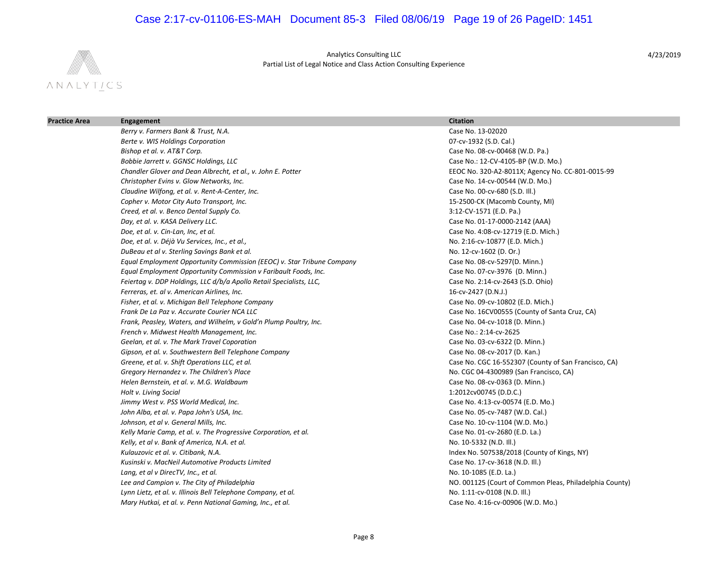Analytics Consulting LLC
Partial List of Legal Notice and Class Action Consulting Experience

4/23/2019

| Practice Area | Engagement | Citation |
| --- | --- | --- |
| | *Berry v. Farmers Bank & Trust, N.A.* | Case No. 13-02020 |
| | *Berte v. WIS Holdings Corporation* | 07-cv-1932 (S.D. Cal.) |
| | *Bishop et al. v. AT&T Corp.* | Case No. 08-cv-00468 (W.D. Pa.) |
| | *Bobbie Jarrett v. GGNSC Holdings, LLC* | Case No.: 12-CV-4105-BP (W.D. Mo.) |
| | *Chandler Glover and Dean Albrecht, et al., v. John E. Potter* | EEOC No. 320-A2-8011X; Agency No. CC-801-0015-99 |
| | *Christopher Evins v. Glow Networks, Inc.* | Case No. 14-cv-00544 (W.D. Mo.) |
| | *Claudine Wilfong, et al. v. Rent-A-Center, Inc.* | Case No. 00-cv-680 (S.D. Ill.) |
| | *Copher v. Motor City Auto Transport, Inc.* | 15-2500-CK (Macomb County, MI) |
| | *Creed, et al. v. Benco Dental Supply Co.* | 3:12-CV-1571 (E.D. Pa.) |
| | *Day, et al. v. KASA Delivery LLC.* | Case No. 01-17-0000-2142 (AAA) |
| | *Doe, et al. v. Cin-Lan, Inc, et al.* | Case No. 4:08-cv-12719 (E.D. Mich.) |
| | *Doe, et al. v. Déjà Vu Services, Inc., et al.,* | No. 2:16-cv-10877 (E.D. Mich.) |
| | *DuBeau et al v. Sterling Savings Bank et al.* | No. 12-cv-1602 (D. Or.) |
| | *Equal Employment Opportunity Commission (EEOC) v. Star Tribune Company* | Case No. 08-cv-5297(D. Minn.) |
| | *Equal Employment Opportunity Commission v Faribault Foods, Inc.* | Case No. 07-cv-3976 (D. Minn.) |
| | *Feiertag v. DDP Holdings, LLC d/b/a Apollo Retail Specialists, LLC,* | Case No. 2:14-cv-2643 (S.D. Ohio) |
| | *Ferreras, et. al v. American Airlines, Inc.* | 16-cv-2427 (D.N.J.) |
| | *Fisher, et al. v. Michigan Bell Telephone Company* | Case No. 09-cv-10802 (E.D. Mich.) |
| | *Frank De La Paz v. Accurate Courier NCA LLC* | Case No. 16CV00555 (County of Santa Cruz, CA) |
| | *Frank, Peasley, Waters, and Wilhelm, v Gold'n Plump Poultry, Inc.* | Case No. 04-cv-1018 (D. Minn.) |
| | *French v. Midwest Health Management, Inc.* | Case No.: 2:14-cv-2625 |
| | *Geelan, et al. v. The Mark Travel Coporation* | Case No. 03-cv-6322 (D. Minn.) |
| | *Gipson, et al. v. Southwestern Bell Telephone Company* | Case No. 08-cv-2017 (D. Kan.) |
| | *Greene, et al. v. Shift Operations LLC, et al.* | Case No. CGC 16-552307 (County of San Francisco, CA) |
| | *Gregory Hernandez v. The Children's Place* | No. CGC 04-4300989 (San Francisco, CA) |
| | *Helen Bernstein, et al. v. M.G. Waldbaum* | Case No. 08-cv-0363 (D. Minn.) |
| | *Holt v. Living Social* | 1:2012cv00745 (D.D.C.) |
| | *Jimmy West v. PSS World Medical, Inc.* | Case No. 4:13-cv-00574 (E.D. Mo.) |
| | *John Alba, et al. v. Papa John's USA, Inc.* | Case No. 05-cv-7487 (W.D. Cal.) |
| | *Johnson, et al v. General Mills, Inc.* | Case No. 10-cv-1104 (W.D. Mo.) |
| | *Kelly Marie Camp, et al. v. The Progressive Corporation, et al.* | Case No. 01-cv-2680 (E.D. La.) |
| | *Kelly, et al v. Bank of America, N.A. et al.* | No. 10-5332 (N.D. Ill.) |
| | *Kulauzovic et al. v. Citibank, N.A.* | Index No. 507538/2018 (County of Kings, NY) |
| | *Kusinski v. MacNeil Automotive Products Limited* | Case No. 17-cv-3618 (N.D. Ill.) |
| | *Lang, et al v DirecTV, Inc., et al.* | No. 10-1085 (E.D. La.) |
| | *Lee and Campion v. The City of Philadelphia* | NO. 001125 (Court of Common Pleas, Philadelphia County) |
| | *Lynn Lietz, et al. v. Illinois Bell Telephone Company, et al.* | No. 1:11-cv-0108 (N.D. Ill.) |
| | *Mary Hutkai, et al. v. Penn National Gaming, Inc., et al.* | Case No. 4:16-cv-00906 (W.D. Mo.) |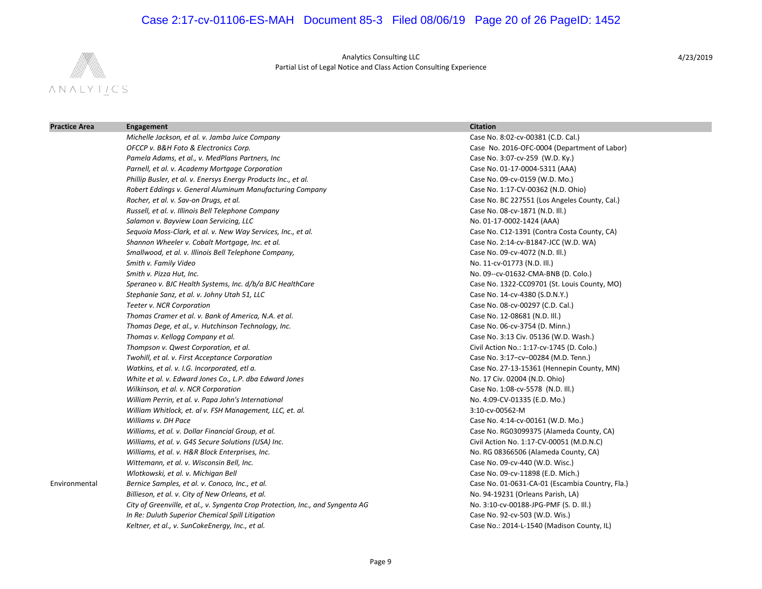Analytics Consulting LLC
Partial List of Legal Notice and Class Action Consulting Experience

4/23/2019

| Practice Area | Engagement | Citation |
|---|---|---|
| | *Michelle Jackson, et al. v. Jamba Juice Company* | Case No. 8:02-cv-00381 (C.D. Cal.) |
| | *OFCCP v. B&H Foto & Electronics Corp.* | Case No. 2016-OFC-0004 (Department of Labor) |
| | *Pamela Adams, et al., v. MedPlans Partners, Inc* | Case No. 3:07-cv-259 (W.D. Ky.) |
| | *Parnell, et al. v. Academy Mortgage Corporation* | Case No. 01-17-0004-5311 (AAA) |
| | *Phillip Busler, et al. v. Enersys Energy Products Inc., et al.* | Case No. 09-cv-0159 (W.D. Mo.) |
| | *Robert Eddings v. General Aluminum Manufacturing Company* | Case No. 1:17-CV-00362 (N.D. Ohio) |
| | *Rocher, et al. v. Sav-on Drugs, et al.* | Case No. BC 227551 (Los Angeles County, Cal.) |
| | *Russell, et al. v. Illinois Bell Telephone Company* | Case No. 08-cv-1871 (N.D. Ill.) |
| | *Salamon v. Bayview Loan Servicing, LLC* | No. 01-17-0002-1424 (AAA) |
| | *Sequoia Moss-Clark, et al. v. New Way Services, Inc., et al.* | Case No. C12-1391 (Contra Costa County, CA) |
| | *Shannon Wheeler v. Cobalt Mortgage, Inc. et al.* | Case No. 2:14-cv-B1847-JCC (W.D. WA) |
| | *Smallwood, et al. v. Illinois Bell Telephone Company,* | Case No. 09-cv-4072 (N.D. Ill.) |
| | *Smith v. Family Video* | No. 11-cv-01773 (N.D. Ill.) |
| | *Smith v. Pizza Hut, Inc.* | No. 09--cv-01632-CMA-BNB (D. Colo.) |
| | *Speraneo v. BJC Health Systems, Inc. d/b/a BJC HealthCare* | Case No. 1322-CC09701 (St. Louis County, MO) |
| | *Stephanie Sanz, et al. v. Johny Utah 51, LLC* | Case No. 14-cv-4380 (S.D.N.Y.) |
| | *Teeter v. NCR Corporation* | Case No. 08-cv-00297 (C.D. Cal.) |
| | *Thomas Cramer et al. v. Bank of America, N.A. et al.* | Case No. 12-08681 (N.D. Ill.) |
| | *Thomas Dege, et al., v. Hutchinson Technology, Inc.* | Case No. 06-cv-3754 (D. Minn.) |
| | *Thomas v. Kellogg Company et al.* | Case No. 3:13 Civ. 05136 (W.D. Wash.) |
| | *Thompson v. Qwest Corporation, et al.* | Civil Action No.: 1:17-cv-1745 (D. Colo.) |
| | *Twohill, et al. v. First Acceptance Corporation* | Case No. 3:17–cv–00284 (M.D. Tenn.) |
| | *Watkins, et al. v. I.G. Incorporated, etl a.* | Case No. 27-13-15361 (Hennepin County, MN) |
| | *White et al. v. Edward Jones Co., L.P. dba Edward Jones* | No. 17 Civ. 02004 (N.D. Ohio) |
| | *Wilkinson, et al. v. NCR Corporation* | Case No. 1:08-cv-5578 (N.D. Ill.) |
| | *William Perrin, et al. v. Papa John's International* | No. 4:09-CV-01335 (E.D. Mo.) |
| | *William Whitlock, et. al v. FSH Management, LLC, et. al.* | 3:10-cv-00562-M |
| | *Williams v. DH Pace* | Case No. 4:14-cv-00161 (W.D. Mo.) |
| | *Williams, et al. v. Dollar Financial Group, et al.* | Case No. RG03099375 (Alameda County, CA) |
| | *Williams, et al. v. G4S Secure Solutions (USA) Inc.* | Civil Action No. 1:17-CV-00051 (M.D.N.C) |
| | *Williams, et al. v. H&R Block Enterprises, Inc.* | No. RG 08366506 (Alameda County, CA) |
| | *Wittemann, et al. v. Wisconsin Bell, Inc.* | Case No. 09-cv-440 (W.D. Wisc.) |
| | *Wlotkowski, et al. v. Michigan Bell* | Case No. 09-cv-11898 (E.D. Mich.) |
| Environmental | *Bernice Samples, et al. v. Conoco, Inc., et al.* | Case No. 01-0631-CA-01 (Escambia Country, Fla.) |
| | *Billieson, et al. v. City of New Orleans, et al.* | No. 94-19231 (Orleans Parish, LA) |
| | *City of Greenville, et al., v. Syngenta Crop Protection, Inc., and Syngenta AG* | No. 3:10-cv-00188-JPG-PMF (S. D. Ill.) |
| | *In Re: Duluth Superior Chemical Spill Litigation* | Case No. 92-cv-503 (W.D. Wis.) |
| | *Keltner, et al., v. SunCokeEnergy, Inc., et al.* | Case No.: 2014-L-1540 (Madison County, IL) |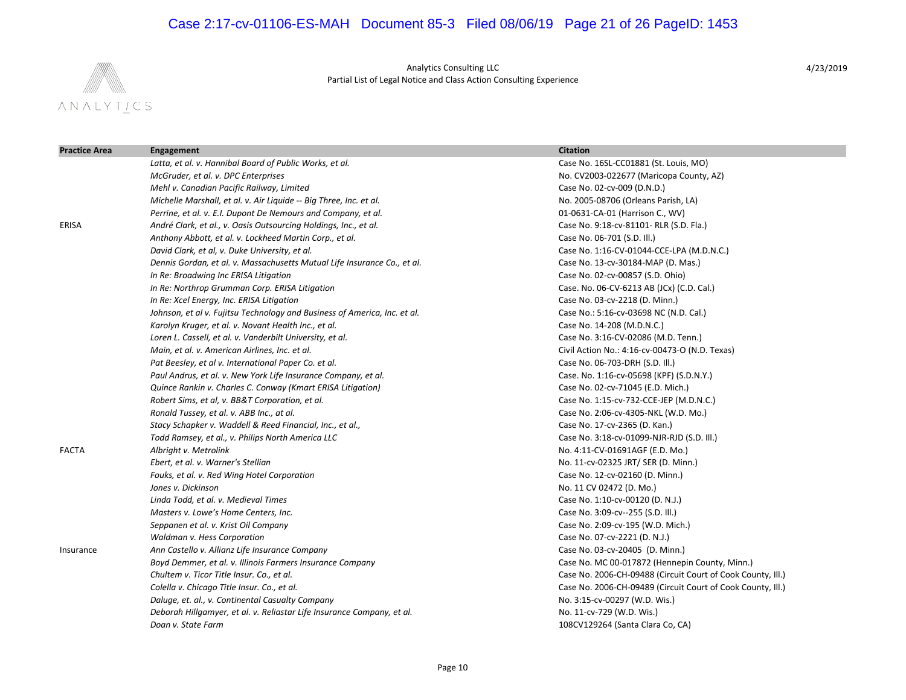Analytics Consulting LLC
Partial List of Legal Notice and Class Action Consulting Experience

4/23/2019

| Practice Area | Engagement | Citation |
|---|---|---|
| | *Latta, et al. v. Hannibal Board of Public Works, et al.* | Case No. 16SL-CC01881 (St. Louis, MO) |
| | *McGruder, et al. v. DPC Enterprises* | No. CV2003-022677 (Maricopa County, AZ) |
| | *Mehl v. Canadian Pacific Railway, Limited* | Case No. 02-cv-009 (D.N.D.) |
| | *Michelle Marshall, et al. v. Air Liquide -- Big Three, Inc. et al.* | No. 2005-08706 (Orleans Parish, LA) |
| | *Perrine, et al. v. E.I. Dupont De Nemours and Company, et al.* | 01-0631-CA-01 (Harrison C., WV) |
| ERISA | *André Clark, et al., v. Oasis Outsourcing Holdings, Inc., et al.* | Case No. 9:18-cv-81101- RLR (S.D. Fla.) |
| | *Anthony Abbott, et al. v. Lockheed Martin Corp., et al.* | Case No. 06-701 (S.D. Ill.) |
| | *David Clark, et al, v. Duke University, et al.* | Case No. 1:16-CV-01044-CCE-LPA (M.D.N.C.) |
| | *Dennis Gordan, et al. v. Massachusetts Mutual Life Insurance Co., et al.* | Case No. 13-cv-30184-MAP (D. Mas.) |
| | *In Re: Broadwing Inc ERISA Litigation* | Case No. 02-cv-00857 (S.D. Ohio) |
| | *In Re: Northrop Grumman Corp. ERISA Litigation* | Case. No. 06-CV-6213 AB (JCx) (C.D. Cal.) |
| | *In Re: Xcel Energy, Inc. ERISA Litigation* | Case No. 03-cv-2218 (D. Minn.) |
| | *Johnson, et al v. Fujitsu Technology and Business of America, Inc. et al.* | Case No.: 5:16-cv-03698 NC (N.D. Cal.) |
| | *Karolyn Kruger, et al. v. Novant Health Inc., et al.* | Case No. 14-208 (M.D.N.C.) |
| | *Loren L. Cassell, et al. v. Vanderbilt University, et al.* | Case No. 3:16-CV-02086 (M.D. Tenn.) |
| | *Main, et al. v. American Airlines, Inc. et al.* | Civil Action No.: 4:16-cv-00473-O (N.D. Texas) |
| | *Pat Beesley, et al v. International Paper Co. et al.* | Case No. 06-703-DRH (S.D. Ill.) |
| | *Paul Andrus, et al. v. New York Life Insurance Company, et al.* | Case. No. 1:16-cv-05698 (KPF) (S.D.N.Y.) |
| | *Quince Rankin v. Charles C. Conway (Kmart ERISA Litigation)* | Case No. 02-cv-71045 (E.D. Mich.) |
| | *Robert Sims, et al, v. BB&T Corporation, et al.* | Case No. 1:15-cv-732-CCE-JEP (M.D.N.C.) |
| | *Ronald Tussey, et al. v. ABB Inc., at al.* | Case No. 2:06-cv-4305-NKL (W.D. Mo.) |
| | *Stacy Schapker v. Waddell & Reed Financial, Inc., et al.,* | Case No. 17-cv-2365 (D. Kan.) |
| | *Todd Ramsey, et al., v. Philips North America LLC* | Case No. 3:18-cv-01099-NJR-RJD (S.D. Ill.) |
| FACTA | *Albright v. Metrolink* | No. 4:11-CV-01691AGF (E.D. Mo.) |
| | *Ebert, et al. v. Warner's Stellian* | No. 11-cv-02325 JRT/ SER (D. Minn.) |
| | *Fouks, et al. v. Red Wing Hotel Corporation* | Case No. 12-cv-02160 (D. Minn.) |
| | *Jones v. Dickinson* | No. 11 CV 02472 (D. Mo.) |
| | *Linda Todd, et al. v. Medieval Times* | Case No. 1:10-cv-00120 (D. N.J.) |
| | *Masters v. Lowe's Home Centers, Inc.* | Case No. 3:09-cv--255 (S.D. Ill.) |
| | *Seppanen et al. v. Krist Oil Company* | Case No. 2:09-cv-195 (W.D. Mich.) |
| | *Waldman v. Hess Corporation* | Case No. 07-cv-2221 (D. N.J.) |
| Insurance | *Ann Castello v. Allianz Life Insurance Company* | Case No. 03-cv-20405 (D. Minn.) |
| | *Boyd Demmer, et al. v. Illinois Farmers Insurance Company* | Case No. MC 00-017872 (Hennepin County, Minn.) |
| | *Chultem v. Ticor Title Insur. Co., et al.* | Case No. 2006-CH-09488 (Circuit Court of Cook County, Ill.) |
| | *Colella v. Chicago Title Insur. Co., et al.* | Case No. 2006-CH-09489 (Circuit Court of Cook County, Ill.) |
| | *Daluge, et. al., v. Continental Casualty Company* | No. 3:15-cv-00297 (W.D. Wis.) |
| | *Deborah Hillgamyer, et al. v. Reliastar Life Insurance Company, et al.* | No. 11-cv-729 (W.D. Wis.) |
| | *Doan v. State Farm* | 108CV129264 (Santa Clara Co, CA) |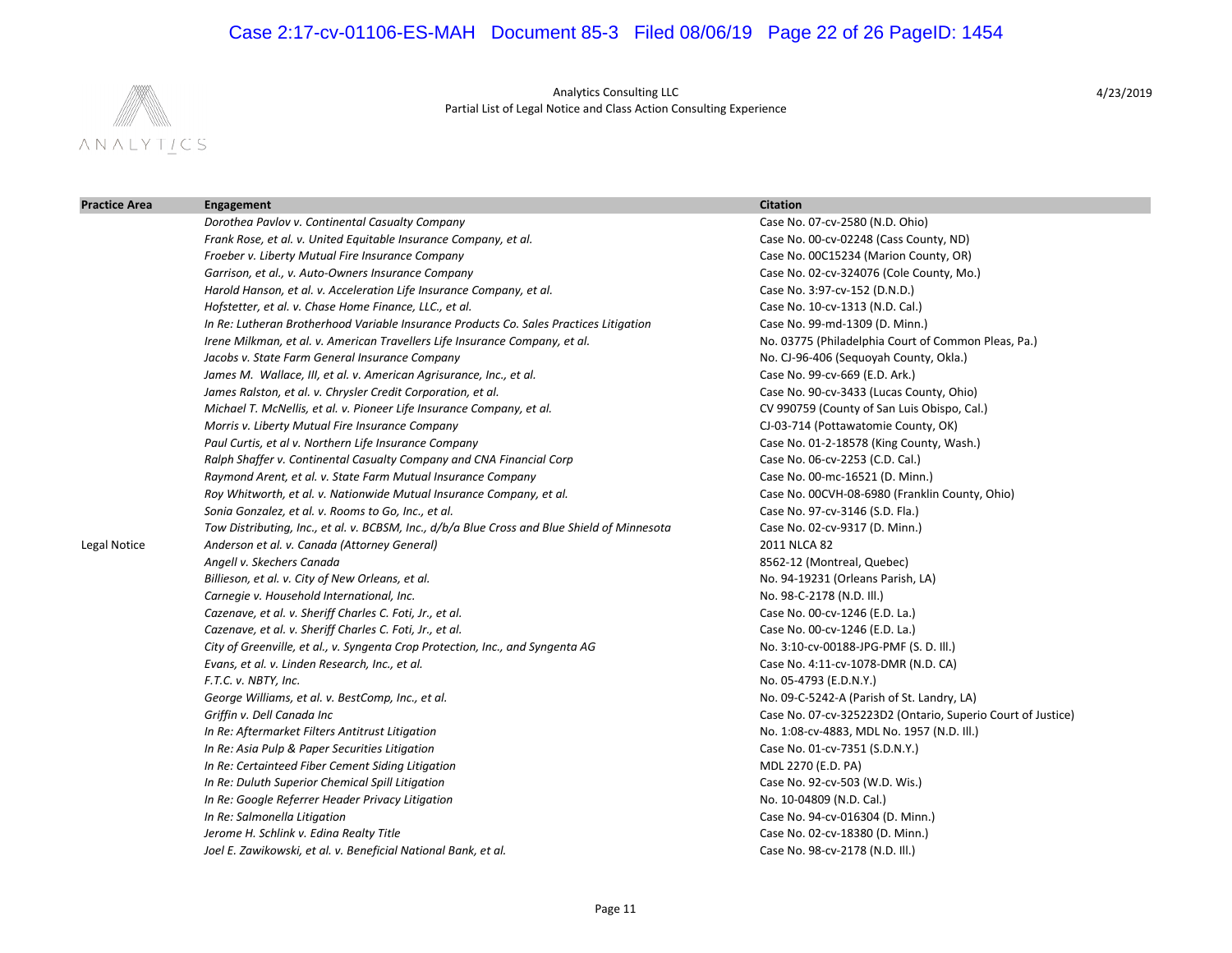Analytics Consulting LLC
Partial List of Legal Notice and Class Action Consulting Experience

4/23/2019

| Practice Area | Engagement | Citation |
|---|---|---|
| | *Dorothea Pavlov v. Continental Casualty Company* | Case No. 07-cv-2580 (N.D. Ohio) |
| | *Frank Rose, et al. v. United Equitable Insurance Company, et al.* | Case No. 00-cv-02248 (Cass County, ND) |
| | *Froeber v. Liberty Mutual Fire Insurance Company* | Case No. 00C15234 (Marion County, OR) |
| | *Garrison, et al., v. Auto-Owners Insurance Company* | Case No. 02-cv-324076 (Cole County, Mo.) |
| | *Harold Hanson, et al. v. Acceleration Life Insurance Company, et al.* | Case No. 3:97-cv-152 (D.N.D.) |
| | *Hofstetter, et al. v. Chase Home Finance, LLC., et al.* | Case No. 10-cv-1313 (N.D. Cal.) |
| | *In Re: Lutheran Brotherhood Variable Insurance Products Co. Sales Practices Litigation* | Case No. 99-md-1309 (D. Minn.) |
| | *Irene Milkman, et al. v. American Travellers Life Insurance Company, et al.* | No. 03775 (Philadelphia Court of Common Pleas, Pa.) |
| | *Jacobs v. State Farm General Insurance Company* | No. CJ-96-406 (Sequoyah County, Okla.) |
| | *James M. Wallace, III, et al. v. American Agrisurance, Inc., et al.* | Case No. 99-cv-669 (E.D. Ark.) |
| | *James Ralston, et al. v. Chrysler Credit Corporation, et al.* | Case No. 90-cv-3433 (Lucas County, Ohio) |
| | *Michael T. McNellis, et al. v. Pioneer Life Insurance Company, et al.* | CV 990759 (County of San Luis Obispo, Cal.) |
| | *Morris v. Liberty Mutual Fire Insurance Company* | CJ-03-714 (Pottawatomie County, OK) |
| | *Paul Curtis, et al v. Northern Life Insurance Company* | Case No. 01-2-18578 (King County, Wash.) |
| | *Ralph Shaffer v. Continental Casualty Company and CNA Financial Corp* | Case No. 06-cv-2253 (C.D. Cal.) |
| | *Raymond Arent, et al. v. State Farm Mutual Insurance Company* | Case No. 00-mc-16521 (D. Minn.) |
| | *Roy Whitworth, et al. v. Nationwide Mutual Insurance Company, et al.* | Case No. 00CVH-08-6980 (Franklin County, Ohio) |
| | *Sonia Gonzalez, et al. v. Rooms to Go, Inc., et al.* | Case No. 97-cv-3146 (S.D. Fla.) |
| | *Tow Distributing, Inc., et al. v. BCBSM, Inc., d/b/a Blue Cross and Blue Shield of Minnesota* | Case No. 02-cv-9317 (D. Minn.) |
| Legal Notice | *Anderson et al. v. Canada (Attorney General)* | 2011 NLCA 82 |
| | *Angell v. Skechers Canada* | 8562-12 (Montreal, Quebec) |
| | *Billieson, et al. v. City of New Orleans, et al.* | No. 94-19231 (Orleans Parish, LA) |
| | *Carnegie v. Household International, Inc.* | No. 98-C-2178 (N.D. Ill.) |
| | *Cazenave, et al. v. Sheriff Charles C. Foti, Jr., et al.* | Case No. 00-cv-1246 (E.D. La.) |
| | *Cazenave, et al. v. Sheriff Charles C. Foti, Jr., et al.* | Case No. 00-cv-1246 (E.D. La.) |
| | *City of Greenville, et al., v. Syngenta Crop Protection, Inc., and Syngenta AG* | No. 3:10-cv-00188-JPG-PMF (S. D. Ill.) |
| | *Evans, et al. v. Linden Research, Inc., et al.* | Case No. 4:11-cv-1078-DMR (N.D. CA) |
| | *F.T.C. v. NBTY, Inc.* | No. 05-4793 (E.D.N.Y.) |
| | *George Williams, et al. v. BestComp, Inc., et al.* | No. 09-C-5242-A (Parish of St. Landry, LA) |
| | *Griffin v. Dell Canada Inc* | Case No. 07-cv-325223D2 (Ontario, Superio Court of Justice) |
| | *In Re: Aftermarket Filters Antitrust Litigation* | No. 1:08-cv-4883, MDL No. 1957 (N.D. Ill.) |
| | *In Re: Asia Pulp & Paper Securities Litigation* | Case No. 01-cv-7351 (S.D.N.Y.) |
| | *In Re: Certainteed Fiber Cement Siding Litigation* | MDL 2270 (E.D. PA) |
| | *In Re: Duluth Superior Chemical Spill Litigation* | Case No. 92-cv-503 (W.D. Wis.) |
| | *In Re: Google Referrer Header Privacy Litigation* | No. 10-04809 (N.D. Cal.) |
| | *In Re: Salmonella Litigation* | Case No. 94-cv-016304 (D. Minn.) |
| | *Jerome H. Schlink v. Edina Realty Title* | Case No. 02-cv-18380 (D. Minn.) |
| | *Joel E. Zawikowski, et al. v. Beneficial National Bank, et al.* | Case No. 98-cv-2178 (N.D. Ill.) |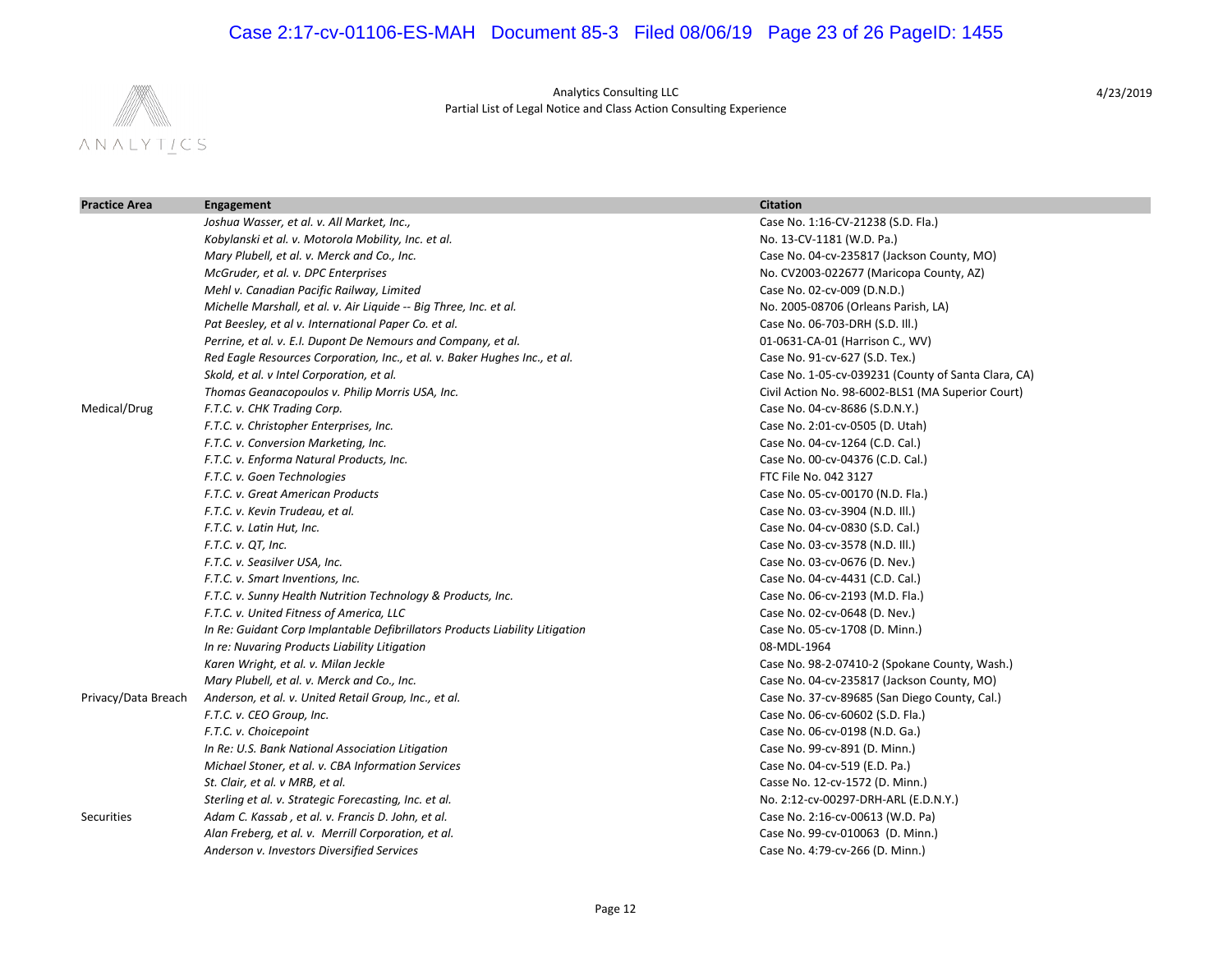Analytics Consulting LLC
Partial List of Legal Notice and Class Action Consulting Experience

4/23/2019

| Practice Area | Engagement | Citation |
|---|---|---|
| | *Joshua Wasser, et al. v. All Market, Inc.,* | Case No. 1:16-CV-21238 (S.D. Fla.) |
| | *Kobylanski et al. v. Motorola Mobility, Inc. et al.* | No. 13-CV-1181 (W.D. Pa.) |
| | *Mary Plubell, et al. v. Merck and Co., Inc.* | Case No. 04-cv-235817 (Jackson County, MO) |
| | *McGruder, et al. v. DPC Enterprises* | No. CV2003-022677 (Maricopa County, AZ) |
| | *Mehl v. Canadian Pacific Railway, Limited* | Case No. 02-cv-009 (D.N.D.) |
| | *Michelle Marshall, et al. v. Air Liquide -- Big Three, Inc. et al.* | No. 2005-08706 (Orleans Parish, LA) |
| | *Pat Beesley, et al v. International Paper Co. et al.* | Case No. 06-703-DRH (S.D. Ill.) |
| | *Perrine, et al. v. E.I. Dupont De Nemours and Company, et al.* | 01-0631-CA-01 (Harrison C., WV) |
| | *Red Eagle Resources Corporation, Inc., et al. v. Baker Hughes Inc., et al.* | Case No. 91-cv-627 (S.D. Tex.) |
| | *Skold, et al. v Intel Corporation, et al.* | Case No. 1-05-cv-039231 (County of Santa Clara, CA) |
| | *Thomas Geanacopoulos v. Philip Morris USA, Inc.* | Civil Action No. 98-6002-BLS1 (MA Superior Court) |
| Medical/Drug | *F.T.C. v. CHK Trading Corp.* | Case No. 04-cv-8686 (S.D.N.Y.) |
| | *F.T.C. v. Christopher Enterprises, Inc.* | Case No. 2:01-cv-0505 (D. Utah) |
| | *F.T.C. v. Conversion Marketing, Inc.* | Case No. 04-cv-1264 (C.D. Cal.) |
| | *F.T.C. v. Enforma Natural Products, Inc.* | Case No. 00-cv-04376 (C.D. Cal.) |
| | *F.T.C. v. Goen Technologies* | FTC File No. 042 3127 |
| | *F.T.C. v. Great American Products* | Case No. 05-cv-00170 (N.D. Fla.) |
| | *F.T.C. v. Kevin Trudeau, et al.* | Case No. 03-cv-3904 (N.D. Ill.) |
| | *F.T.C. v. Latin Hut, Inc.* | Case No. 04-cv-0830 (S.D. Cal.) |
| | *F.T.C. v. QT, Inc.* | Case No. 03-cv-3578 (N.D. Ill.) |
| | *F.T.C. v. Seasilver USA, Inc.* | Case No. 03-cv-0676 (D. Nev.) |
| | *F.T.C. v. Smart Inventions, Inc.* | Case No. 04-cv-4431 (C.D. Cal.) |
| | *F.T.C. v. Sunny Health Nutrition Technology & Products, Inc.* | Case No. 06-cv-2193 (M.D. Fla.) |
| | *F.T.C. v. United Fitness of America, LLC* | Case No. 02-cv-0648 (D. Nev.) |
| | *In Re: Guidant Corp Implantable Defibrillators Products Liability Litigation* | Case No. 05-cv-1708 (D. Minn.) |
| | *In re: Nuvaring Products Liability Litigation* | 08-MDL-1964 |
| | *Karen Wright, et al. v. Milan Jeckle* | Case No. 98-2-07410-2 (Spokane County, Wash.) |
| | *Mary Plubell, et al. v. Merck and Co., Inc.* | Case No. 04-cv-235817 (Jackson County, MO) |
| Privacy/Data Breach | *Anderson, et al. v. United Retail Group, Inc., et al.* | Case No. 37-cv-89685 (San Diego County, Cal.) |
| | *F.T.C. v. CEO Group, Inc.* | Case No. 06-cv-60602 (S.D. Fla.) |
| | *F.T.C. v. Choicepoint* | Case No. 06-cv-0198 (N.D. Ga.) |
| | *In Re: U.S. Bank National Association Litigation* | Case No. 99-cv-891 (D. Minn.) |
| | *Michael Stoner, et al. v. CBA Information Services* | Case No. 04-cv-519 (E.D. Pa.) |
| | *St. Clair, et al. v MRB, et al.* | Casse No. 12-cv-1572 (D. Minn.) |
| | *Sterling et al. v. Strategic Forecasting, Inc. et al.* | No. 2:12-cv-00297-DRH-ARL (E.D.N.Y.) |
| Securities | *Adam C. Kassab , et al. v. Francis D. John, et al.* | Case No. 2:16-cv-00613 (W.D. Pa) |
| | *Alan Freberg, et al. v. Merrill Corporation, et al.* | Case No. 99-cv-010063 (D. Minn.) |
| | *Anderson v. Investors Diversified Services* | Case No. 4:79-cv-266 (D. Minn.) |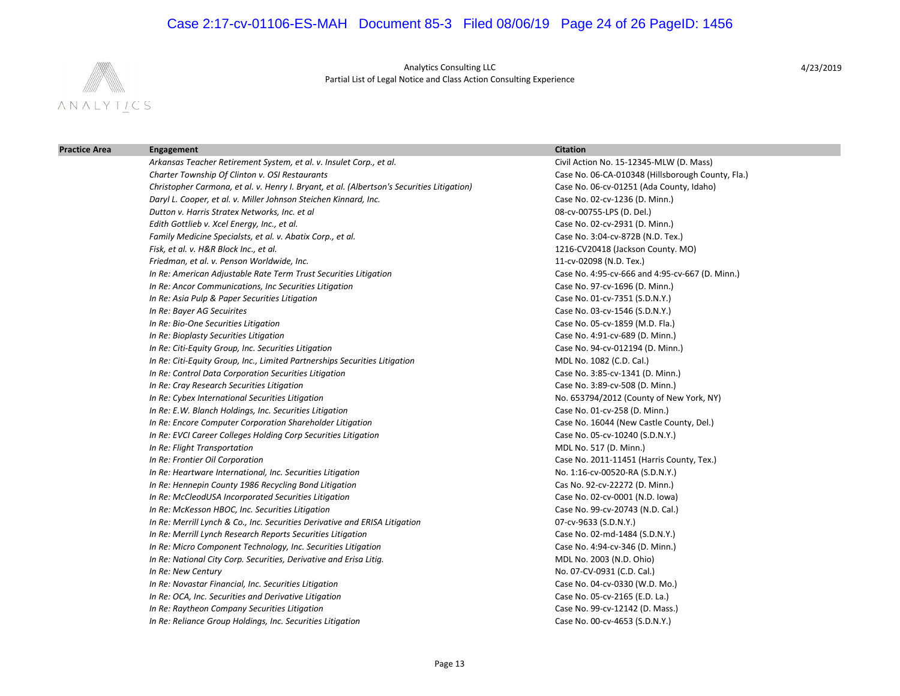Analytics Consulting LLC
Partial List of Legal Notice and Class Action Consulting Experience

4/23/2019

| Practice Area | Engagement | Citation |
| --- | --- | --- |
| | *Arkansas Teacher Retirement System, et al. v. Insulet Corp., et al.* | Civil Action No. 15-12345-MLW (D. Mass) |
| | *Charter Township Of Clinton v. OSI Restaurants* | Case No. 06-CA-010348 (Hillsborough County, Fla.) |
| | *Christopher Carmona, et al. v. Henry I. Bryant, et al. (Albertson's Securities Litigation)* | Case No. 06-cv-01251 (Ada County, Idaho) |
| | *Daryl L. Cooper, et al. v. Miller Johnson Steichen Kinnard, Inc.* | Case No. 02-cv-1236 (D. Minn.) |
| | *Dutton v. Harris Stratex Networks, Inc. et al* | 08-cv-00755-LPS (D. Del.) |
| | *Edith Gottlieb v. Xcel Energy, Inc., et al.* | Case No. 02-cv-2931 (D. Minn.) |
| | *Family Medicine Specialsts, et al. v. Abatix Corp., et al.* | Case No. 3:04-cv-872B (N.D. Tex.) |
| | *Fisk, et al. v. H&R Block Inc., et al.* | 1216-CV20418 (Jackson County. MO) |
| | *Friedman, et al. v. Penson Worldwide, Inc.* | 11-cv-02098 (N.D. Tex.) |
| | *In Re: American Adjustable Rate Term Trust Securities Litigation* | Case No. 4:95-cv-666 and 4:95-cv-667 (D. Minn.) |
| | *In Re: Ancor Communications, Inc Securities Litigation* | Case No. 97-cv-1696 (D. Minn.) |
| | *In Re: Asia Pulp & Paper Securities Litigation* | Case No. 01-cv-7351 (S.D.N.Y.) |
| | *In Re: Bayer AG Secuirites* | Case No. 03-cv-1546 (S.D.N.Y.) |
| | *In Re: Bio-One Securities Litigation* | Case No. 05-cv-1859 (M.D. Fla.) |
| | *In Re: Bioplasty Securities Litigation* | Case No. 4:91-cv-689 (D. Minn.) |
| | *In Re: Citi-Equity Group, Inc. Securities Litigation* | Case No. 94-cv-012194 (D. Minn.) |
| | *In Re: Citi-Equity Group, Inc., Limited Partnerships Securities Litigation* | MDL No. 1082 (C.D. Cal.) |
| | *In Re: Control Data Corporation Securities Litigation* | Case No. 3:85-cv-1341 (D. Minn.) |
| | *In Re: Cray Research Securities Litigation* | Case No. 3:89-cv-508 (D. Minn.) |
| | *In Re: Cybex International Securities Litigation* | No. 653794/2012 (County of New York, NY) |
| | *In Re: E.W. Blanch Holdings, Inc. Securities Litigation* | Case No. 01-cv-258 (D. Minn.) |
| | *In Re: Encore Computer Corporation Shareholder Litigation* | Case No. 16044 (New Castle County, Del.) |
| | *In Re: EVCI Career Colleges Holding Corp Securities Litigation* | Case No. 05-cv-10240 (S.D.N.Y.) |
| | *In Re: Flight Transportation* | MDL No. 517 (D. Minn.) |
| | *In Re: Frontier Oil Corporation* | Case No. 2011-11451 (Harris County, Tex.) |
| | *In Re: Heartware International, Inc. Securities Litigation* | No. 1:16-cv-00520-RA (S.D.N.Y.) |
| | *In Re: Hennepin County 1986 Recycling Bond Litigation* | Cas No. 92-cv-22272 (D. Minn.) |
| | *In Re: McCleodUSA Incorporated Securities Litigation* | Case No. 02-cv-0001 (N.D. Iowa) |
| | *In Re: McKesson HBOC, Inc. Securities Litigation* | Case No. 99-cv-20743 (N.D. Cal.) |
| | *In Re: Merrill Lynch & Co., Inc. Securities Derivative and ERISA Litigation* | 07-cv-9633 (S.D.N.Y.) |
| | *In Re: Merrill Lynch Research Reports Securities Litigation* | Case No. 02-md-1484 (S.D.N.Y.) |
| | *In Re: Micro Component Technology, Inc. Securities Litigation* | Case No. 4:94-cv-346 (D. Minn.) |
| | *In Re: National City Corp. Securities, Derivative and Erisa Litig.* | MDL No. 2003 (N.D. Ohio) |
| | *In Re: New Century* | No. 07-CV-0931 (C.D. Cal.) |
| | *In Re: Novastar Financial, Inc. Securities Litigation* | Case No. 04-cv-0330 (W.D. Mo.) |
| | *In Re: OCA, Inc. Securities and Derivative Litigation* | Case No. 05-cv-2165 (E.D. La.) |
| | *In Re: Raytheon Company Securities Litigation* | Case No. 99-cv-12142 (D. Mass.) |
| | *In Re: Reliance Group Holdings, Inc. Securities Litigation* | Case No. 00-cv-4653 (S.D.N.Y.) |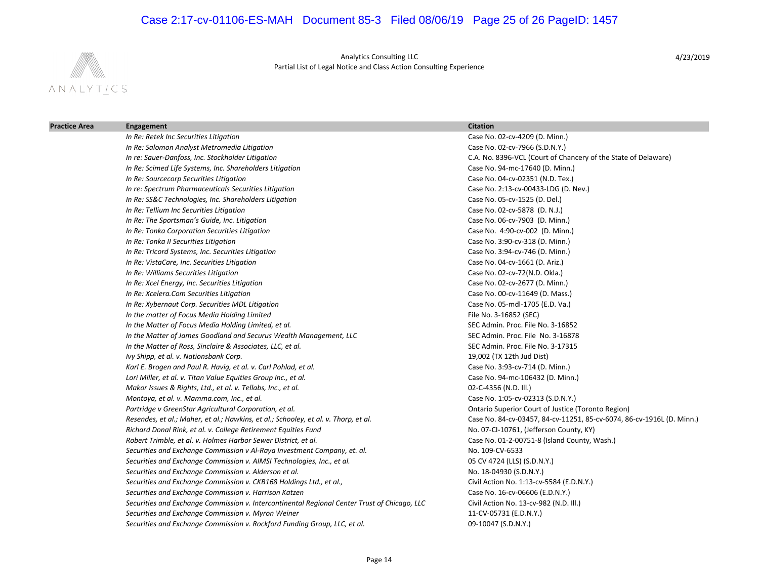Analytics Consulting LLC
Partial List of Legal Notice and Class Action Consulting Experience

4/23/2019

| Practice Area | Engagement | Citation |
|---|---|---|
| | *In Re: Retek Inc Securities Litigation* | Case No. 02-cv-4209 (D. Minn.) |
| | *In Re: Salomon Analyst Metromedia Litigation* | Case No. 02-cv-7966 (S.D.N.Y.) |
| | *In re: Sauer-Danfoss, Inc. Stockholder Litigation* | C.A. No. 8396-VCL (Court of Chancery of the State of Delaware) |
| | *In Re: Scimed Life Systems, Inc. Shareholders Litigation* | Case No. 94-mc-17640 (D. Minn.) |
| | *In Re: Sourcecorp Securities Litigation* | Case No. 04-cv-02351 (N.D. Tex.) |
| | *In re: Spectrum Pharmaceuticals Securities Litigation* | Case No. 2:13-cv-00433-LDG (D. Nev.) |
| | *In Re: SS&C Technologies, Inc. Shareholders Litigation* | Case No. 05-cv-1525 (D. Del.) |
| | *In Re: Tellium Inc Securities Litigation* | Case No. 02-cv-5878 (D. N.J.) |
| | *In Re: The Sportsman's Guide, Inc. Litigation* | Case No. 06-cv-7903 (D. Minn.) |
| | *In Re: Tonka Corporation Securities Litigation* | Case No. 4:90-cv-002 (D. Minn.) |
| | *In Re: Tonka II Securities Litigation* | Case No. 3:90-cv-318 (D. Minn.) |
| | *In Re: Tricord Systems, Inc. Securities Litigation* | Case No. 3:94-cv-746 (D. Minn.) |
| | *In Re: VistaCare, Inc. Securities Litigation* | Case No. 04-cv-1661 (D. Ariz.) |
| | *In Re: Williams Securities Litigation* | Case No. 02-cv-72(N.D. Okla.) |
| | *In Re: Xcel Energy, Inc. Securities Litigation* | Case No. 02-cv-2677 (D. Minn.) |
| | *In Re: Xcelera.Com Securities Litigation* | Case No. 00-cv-11649 (D. Mass.) |
| | *In Re: Xybernaut Corp. Securities MDL Litigation* | Case No. 05-mdl-1705 (E.D. Va.) |
| | *In the matter of Focus Media Holding Limited* | File No. 3-16852 (SEC) |
| | *In the Matter of Focus Media Holding Limited, et al.* | SEC Admin. Proc. File No. 3-16852 |
| | *In the Matter of James Goodland and Securus Wealth Management, LLC* | SEC Admin. Proc. File No. 3-16878 |
| | *In the Matter of Ross, Sinclaire & Associates, LLC, et al.* | SEC Admin. Proc. File No. 3-17315 |
| | *Ivy Shipp, et al. v. Nationsbank Corp.* | 19,002 (TX 12th Jud Dist) |
| | *Karl E. Brogen and Paul R. Havig, et al. v. Carl Pohlad, et al.* | Case No. 3:93-cv-714 (D. Minn.) |
| | *Lori Miller, et al. v. Titan Value Equities Group Inc., et al.* | Case No. 94-mc-106432 (D. Minn.) |
| | *Makor Issues & Rights, Ltd., et al. v. Tellabs, Inc., et al.* | 02-C-4356 (N.D. Ill.) |
| | *Montoya, et al. v. Mamma.com, Inc., et al.* | Case No. 1:05-cv-02313 (S.D.N.Y.) |
| | *Partridge v GreenStar Agricultural Corporation, et al.* | Ontario Superior Court of Justice (Toronto Region) |
| | *Resendes, et al.; Maher, et al.; Hawkins, et al.; Schooley, et al. v. Thorp, et al.* | Case No. 84-cv-03457, 84-cv-11251, 85-cv-6074, 86-cv-1916L (D. Minn.) |
| | *Richard Donal Rink, et al. v. College Retirement Equities Fund* | No. 07-CI-10761, (Jefferson County, KY) |
| | *Robert Trimble, et al. v. Holmes Harbor Sewer District, et al.* | Case No. 01-2-00751-8 (Island County, Wash.) |
| | *Securities and Exchange Commission v Al-Raya Investment Company, et. al.* | No. 109-CV-6533 |
| | *Securities and Exchange Commission v. AIMSI Technologies, Inc., et al.* | 05 CV 4724 (LLS) (S.D.N.Y.) |
| | *Securities and Exchange Commission v. Alderson et al.* | No. 18-04930 (S.D.N.Y.) |
| | *Securities and Exchange Commission v. CKB168 Holdings Ltd., et al.,* | Civil Action No. 1:13-cv-5584 (E.D.N.Y.) |
| | *Securities and Exchange Commission v. Harrison Katzen* | Case No. 16-cv-06606 (E.D.N.Y.) |
| | *Securities and Exchange Commission v. Intercontinental Regional Center Trust of Chicago, LLC* | Civil Action No. 13-cv-982 (N.D. Ill.) |
| | *Securities and Exchange Commission v. Myron Weiner* | 11-CV-05731 (E.D.N.Y.) |
| | *Securities and Exchange Commission v. Rockford Funding Group, LLC, et al.* | 09-10047 (S.D.N.Y.) |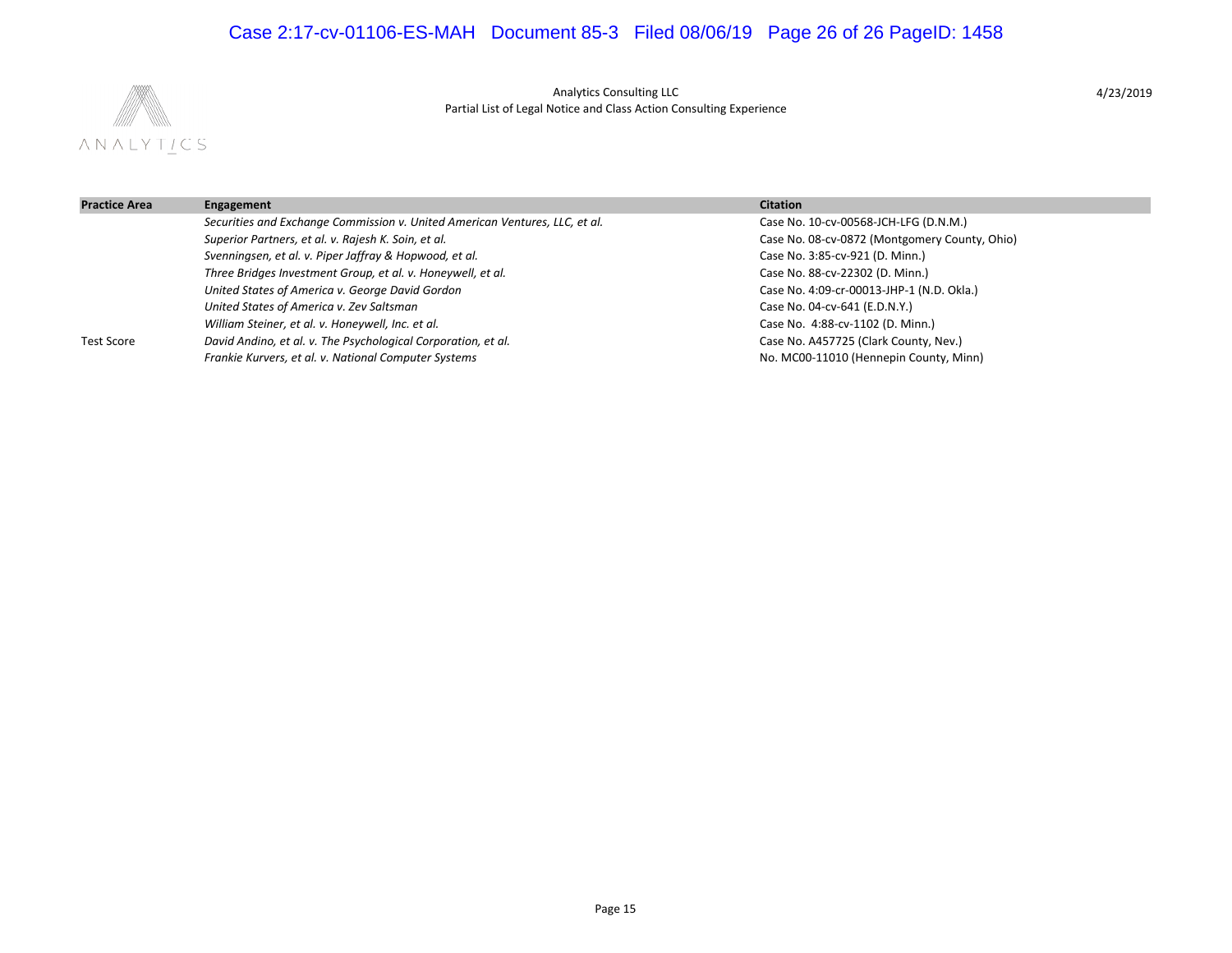Analytics Consulting LLC
Partial List of Legal Notice and Class Action Consulting Experience

4/23/2019

| Practice Area | Engagement | Citation |
|---|---|---|
| | *Securities and Exchange Commission v. United American Ventures, LLC, et al.* | Case No. 10-cv-00568-JCH-LFG (D.N.M.) |
| | *Superior Partners, et al. v. Rajesh K. Soin, et al.* | Case No. 08-cv-0872 (Montgomery County, Ohio) |
| | *Svenningsen, et al. v. Piper Jaffray & Hopwood, et al.* | Case No. 3:85-cv-921 (D. Minn.) |
| | *Three Bridges Investment Group, et al. v. Honeywell, et al.* | Case No. 88-cv-22302 (D. Minn.) |
| | *United States of America v. George David Gordon* | Case No. 4:09-cr-00013-JHP-1 (N.D. Okla.) |
| | *United States of America v. Zev Saltsman* | Case No. 04-cv-641 (E.D.N.Y.) |
| | *William Steiner, et al. v. Honeywell, Inc. et al.* | Case No. 4:88-cv-1102 (D. Minn.) |
| Test Score | *David Andino, et al. v. The Psychological Corporation, et al.* | Case No. A457725 (Clark County, Nev.) |
| | *Frankie Kurvers, et al. v. National Computer Systems* | No. MC00-11010 (Hennepin County, Minn) |